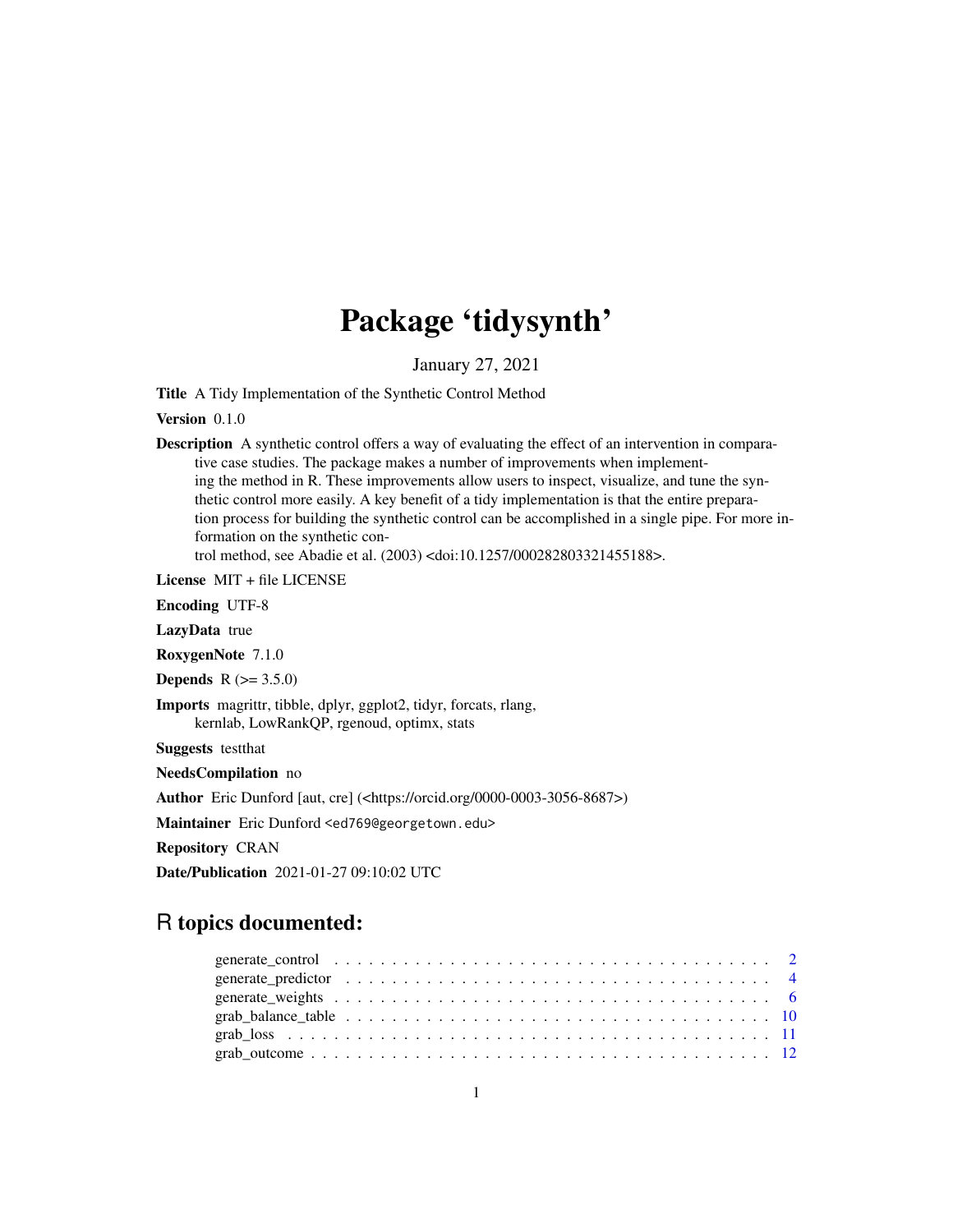# Package 'tidysynth'

January 27, 2021

**Title** A Tidy Implementation of the Synthetic Control Method

**Version** 0.1.0

**Description** A synthetic control offers a way of evaluating the effect of an intervention in comparative case studies. The package makes a number of improvements when implementing the method in R. These improvements allow users to inspect, visualize, and tune the synthetic control more easily. A key benefit of a tidy implementation is that the entire preparation process for building the synthetic control can be accomplished in a single pipe. For more information on the synthetic control method, see Abadie et al. (2003) <doi:10.1257/000282803321455188>.

**License** MIT + file LICENSE

**Encoding** UTF-8

**LazyData** true

**RoxygenNote** 7.1.0

**Depends** R (>= 3.5.0)

**Imports** magrittr, tibble, dplyr, ggplot2, tidyr, forcats, rlang, kernlab, LowRankQP, rgenoud, optimx, stats

**Suggests** testthat

**NeedsCompilation** no

**Author** Eric Dunford [aut, cre] (<https://orcid.org/0000-0003-3056-8687>)

**Maintainer** Eric Dunford <ed769@georgetown.edu>

**Repository** CRAN

**Date/Publication** 2021-01-27 09:10:02 UTC

## R topics documented:

- generate_control . . . . . . . . . . . . . . . . . . . . . . . . . . . . . . . . . . . . . . . . 2
- generate_predictor . . . . . . . . . . . . . . . . . . . . . . . . . . . . . . . . . . . . . . . 4
- generate_weights . . . . . . . . . . . . . . . . . . . . . . . . . . . . . . . . . . . . . . . . 6
- grab_balance_table . . . . . . . . . . . . . . . . . . . . . . . . . . . . . . . . . . . . . . 10
- grab_loss . . . . . . . . . . . . . . . . . . . . . . . . . . . . . . . . . . . . . . . . . . . 11
- grab_outcome . . . . . . . . . . . . . . . . . . . . . . . . . . . . . . . . . . . . . . . . . 12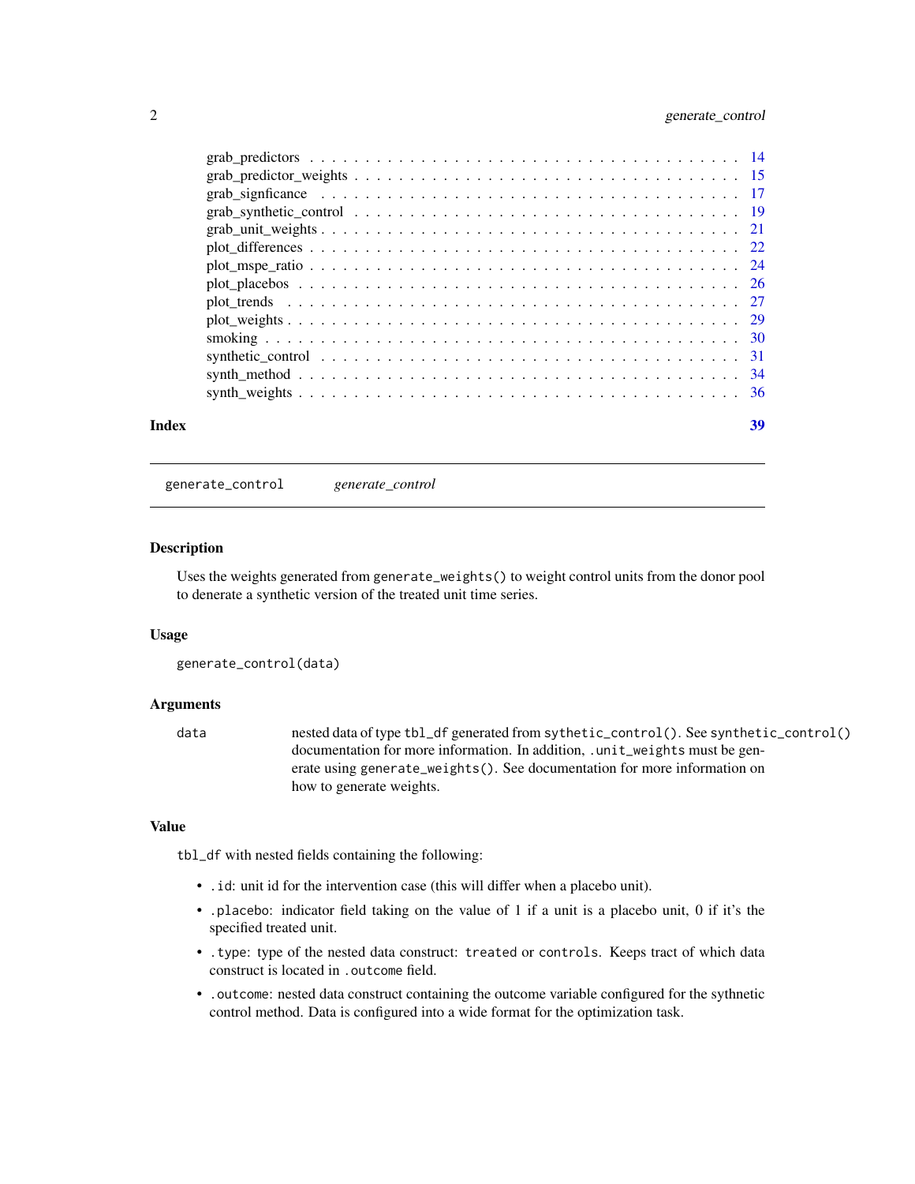grab_predictors . . . . . . . . . . . . . . . . . . . . . . . . . . . . . . . . . . . . 14
grab_predictor_weights . . . . . . . . . . . . . . . . . . . . . . . . . . . . . . . . 15
grab_signficance . . . . . . . . . . . . . . . . . . . . . . . . . . . . . . . . . . . 17
grab_synthetic_control . . . . . . . . . . . . . . . . . . . . . . . . . . . . . . . . 19
grab_unit_weights . . . . . . . . . . . . . . . . . . . . . . . . . . . . . . . . . . 21
plot_differences . . . . . . . . . . . . . . . . . . . . . . . . . . . . . . . . . . . 22
plot_mspe_ratio . . . . . . . . . . . . . . . . . . . . . . . . . . . . . . . . . . . 24
plot_placebos . . . . . . . . . . . . . . . . . . . . . . . . . . . . . . . . . . . . 26
plot_trends . . . . . . . . . . . . . . . . . . . . . . . . . . . . . . . . . . . . . 27
plot_weights . . . . . . . . . . . . . . . . . . . . . . . . . . . . . . . . . . . . . 29
smoking . . . . . . . . . . . . . . . . . . . . . . . . . . . . . . . . . . . . . . . 30
synthetic_control . . . . . . . . . . . . . . . . . . . . . . . . . . . . . . . . . . 31
synth_method . . . . . . . . . . . . . . . . . . . . . . . . . . . . . . . . . . . . 34
synth_weights . . . . . . . . . . . . . . . . . . . . . . . . . . . . . . . . . . . . 36

**Index** 39

---

## generate_control    *generate_control*

### Description

Uses the weights generated from `generate_weights()` to weight control units from the donor pool to denerate a synthetic version of the treated unit time series.

### Usage

```
generate_control(data)
```

### Arguments

`data` nested data of type `tbl_df` generated from `sythetic_control()`. See `synthetic_control()` documentation for more information. In addition, `.unit_weights` must be generate using `generate_weights()`. See documentation for more information on how to generate weights.

### Value

`tbl_df` with nested fields containing the following:

- `.id`: unit id for the intervention case (this will differ when a placebo unit).
- `.placebo`: indicator field taking on the value of 1 if a unit is a placebo unit, 0 if it's the specified treated unit.
- `.type`: type of the nested data construct: `treated` or `controls`. Keeps tract of which data construct is located in `.outcome` field.
- `.outcome`: nested data construct containing the outcome variable configured for the sythnetic control method. Data is configured into a wide format for the optimization task.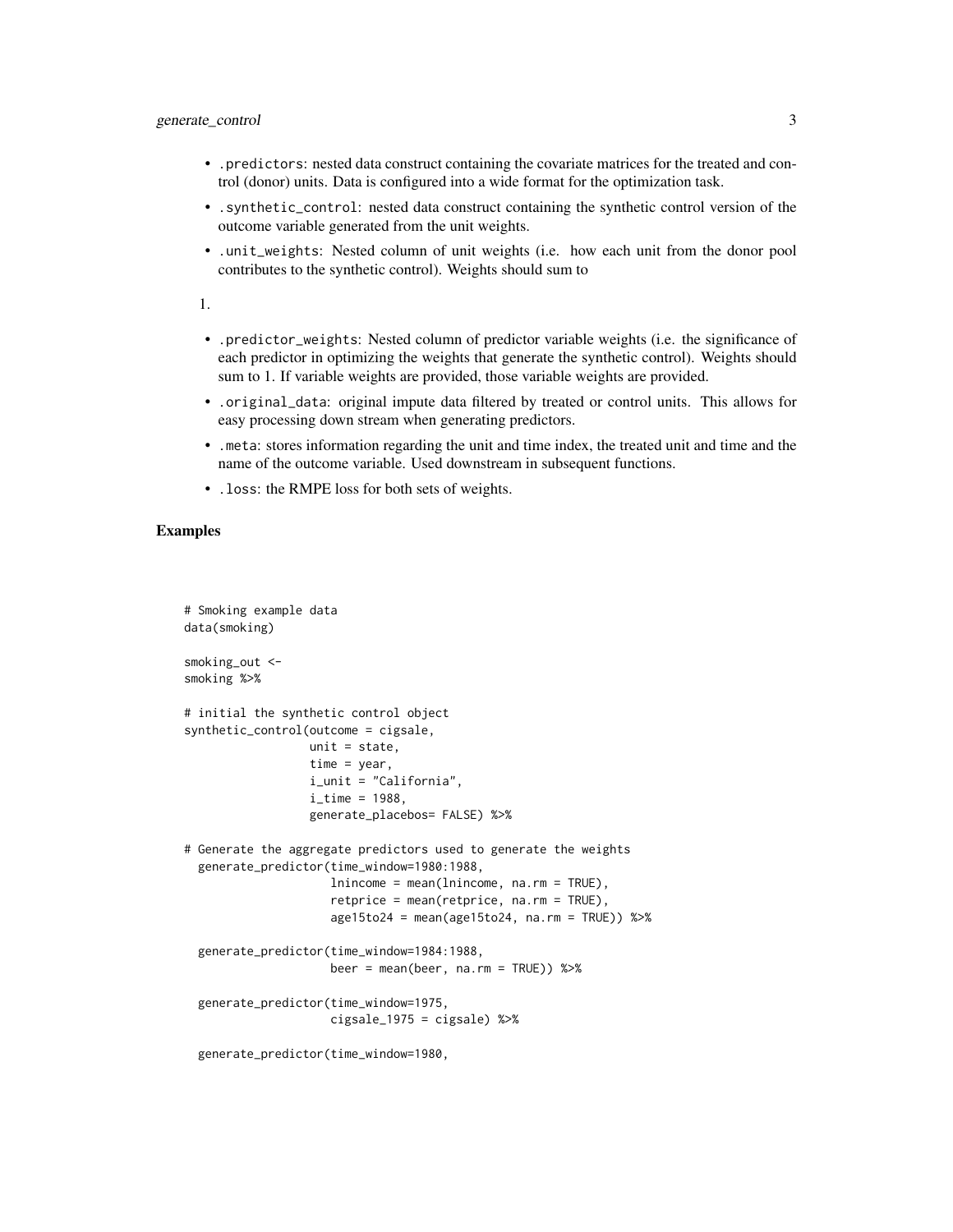- `.predictors`: nested data construct containing the covariate matrices for the treated and control (donor) units. Data is configured into a wide format for the optimization task.
- `.synthetic_control`: nested data construct containing the synthetic control version of the outcome variable generated from the unit weights.
- `.unit_weights`: Nested column of unit weights (i.e. how each unit from the donor pool contributes to the synthetic control). Weights should sum to

1.

- `.predictor_weights`: Nested column of predictor variable weights (i.e. the significance of each predictor in optimizing the weights that generate the synthetic control). Weights should sum to 1. If variable weights are provided, those variable weights are provided.
- `.original_data`: original impute data filtered by treated or control units. This allows for easy processing down stream when generating predictors.
- `.meta`: stores information regarding the unit and time index, the treated unit and time and the name of the outcome variable. Used downstream in subsequent functions.
- `.loss`: the RMPE loss for both sets of weights.

## Examples

```
# Smoking example data
data(smoking)

smoking_out <-
smoking %>%

# initial the synthetic control object
synthetic_control(outcome = cigsale,
                  unit = state,
                  time = year,
                  i_unit = "California",
                  i_time = 1988,
                  generate_placebos= FALSE) %>%

# Generate the aggregate predictors used to generate the weights
  generate_predictor(time_window=1980:1988,
                     lnincome = mean(lnincome, na.rm = TRUE),
                     retprice = mean(retprice, na.rm = TRUE),
                     age15to24 = mean(age15to24, na.rm = TRUE)) %>%

  generate_predictor(time_window=1984:1988,
                     beer = mean(beer, na.rm = TRUE)) %>%

  generate_predictor(time_window=1975,
                     cigsale_1975 = cigsale) %>%

  generate_predictor(time_window=1980,
```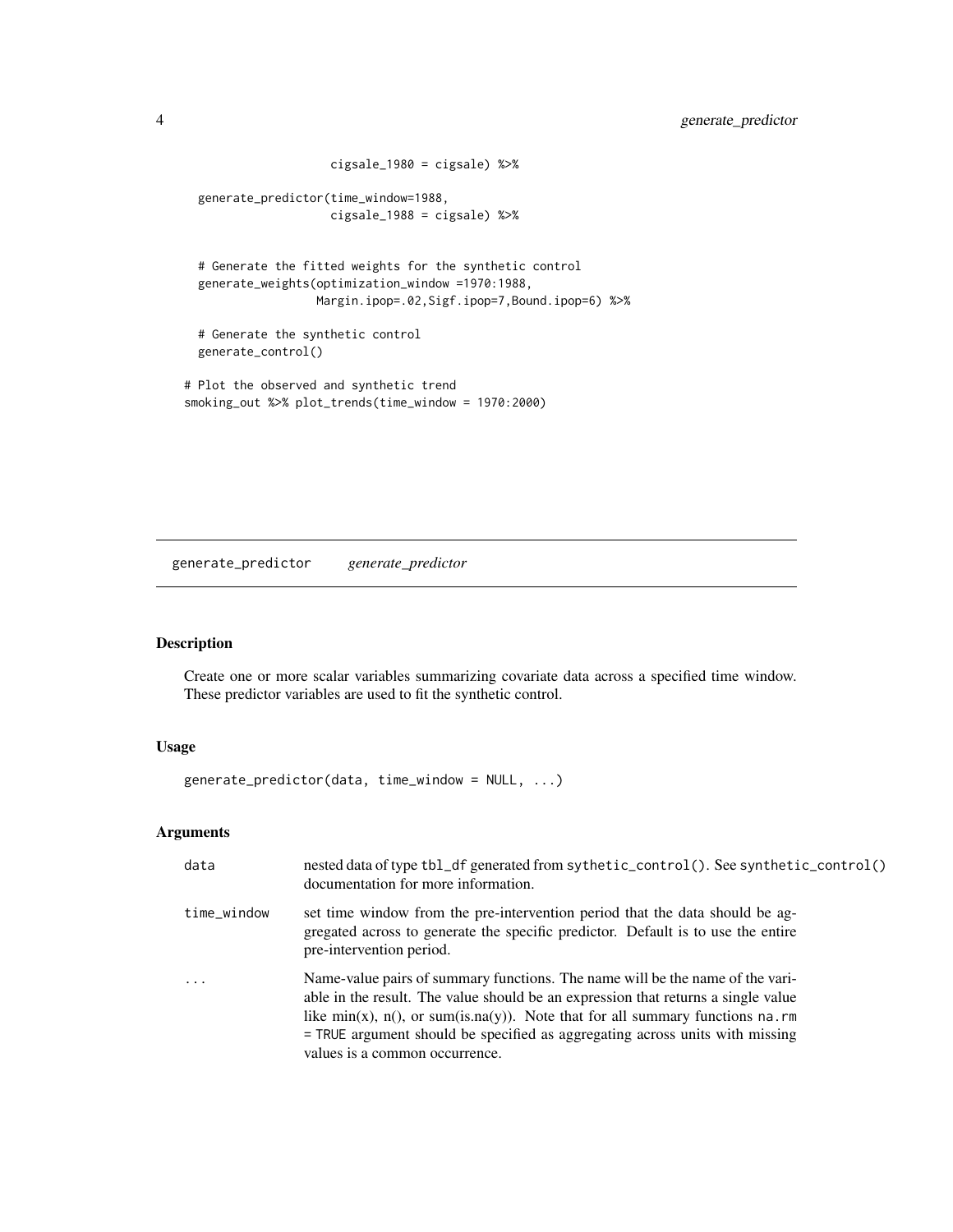```
                     cigsale_1980 = cigsale) %>%

  generate_predictor(time_window=1988,
                     cigsale_1988 = cigsale) %>%


  # Generate the fitted weights for the synthetic control
  generate_weights(optimization_window =1970:1988,
                   Margin.ipop=.02,Sigf.ipop=7,Bound.ipop=6) %>%

  # Generate the synthetic control
  generate_control()

# Plot the observed and synthetic trend
smoking_out %>% plot_trends(time_window = 1970:2000)
```

## generate_predictor    *generate_predictor*

### Description

Create one or more scalar variables summarizing covariate data across a specified time window. These predictor variables are used to fit the synthetic control.

### Usage

```
generate_predictor(data, time_window = NULL, ...)
```

### Arguments

| | |
|---|---|
| `data` | nested data of type `tbl_df` generated from `sythetic_control()`. See `synthetic_control()` documentation for more information. |
| `time_window` | set time window from the pre-intervention period that the data should be aggregated across to generate the specific predictor. Default is to use the entire pre-intervention period. |
| `...` | Name-value pairs of summary functions. The name will be the name of the variable in the result. The value should be an expression that returns a single value like min(x), n(), or sum(is.na(y)). Note that for all summary functions `na.rm = TRUE` argument should be specified as aggregating across units with missing values is a common occurrence. |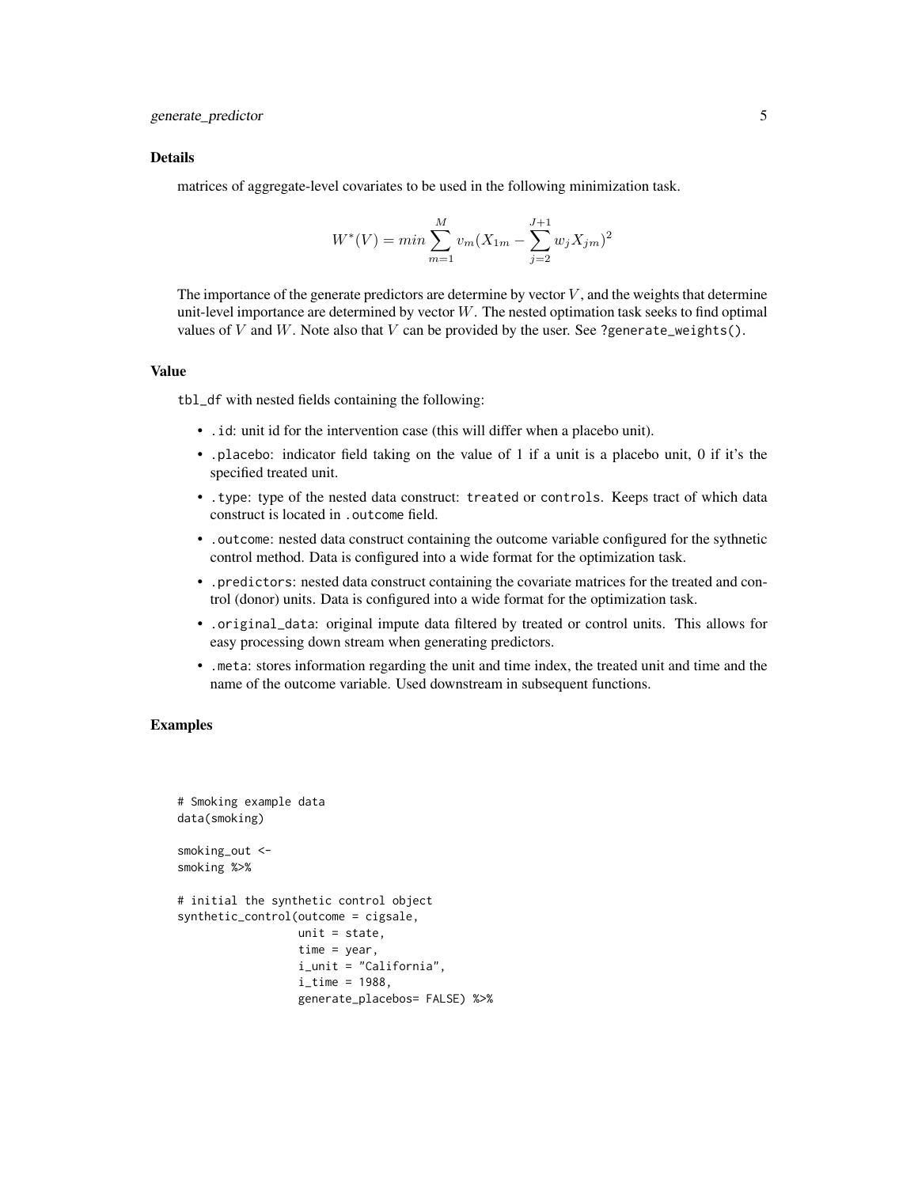### Details

matrices of aggregate-level covariates to be used in the following minimization task.

$$W^*(V) = min \sum_{m=1}^{M} v_m (X_{1m} - \sum_{j=2}^{J+1} w_j X_{jm})^2$$

The importance of the generate predictors are determine by vector $V$, and the weights that determine unit-level importance are determined by vector $W$. The nested optimation task seeks to find optimal values of $V$ and $W$. Note also that $V$ can be provided by the user. See `?generate_weights()`.

### Value

`tbl_df` with nested fields containing the following:

- `.id`: unit id for the intervention case (this will differ when a placebo unit).
- `.placebo`: indicator field taking on the value of 1 if a unit is a placebo unit, 0 if it's the specified treated unit.
- `.type`: type of the nested data construct: `treated` or `controls`. Keeps tract of which data construct is located in `.outcome` field.
- `.outcome`: nested data construct containing the outcome variable configured for the sythnetic control method. Data is configured into a wide format for the optimization task.
- `.predictors`: nested data construct containing the covariate matrices for the treated and control (donor) units. Data is configured into a wide format for the optimization task.
- `.original_data`: original impute data filtered by treated or control units. This allows for easy processing down stream when generating predictors.
- `.meta`: stores information regarding the unit and time index, the treated unit and time and the name of the outcome variable. Used downstream in subsequent functions.

### Examples

```
# Smoking example data
data(smoking)

smoking_out <-
smoking %>%

# initial the synthetic control object
synthetic_control(outcome = cigsale,
                  unit = state,
                  time = year,
                  i_unit = "California",
                  i_time = 1988,
                  generate_placebos= FALSE) %>%
```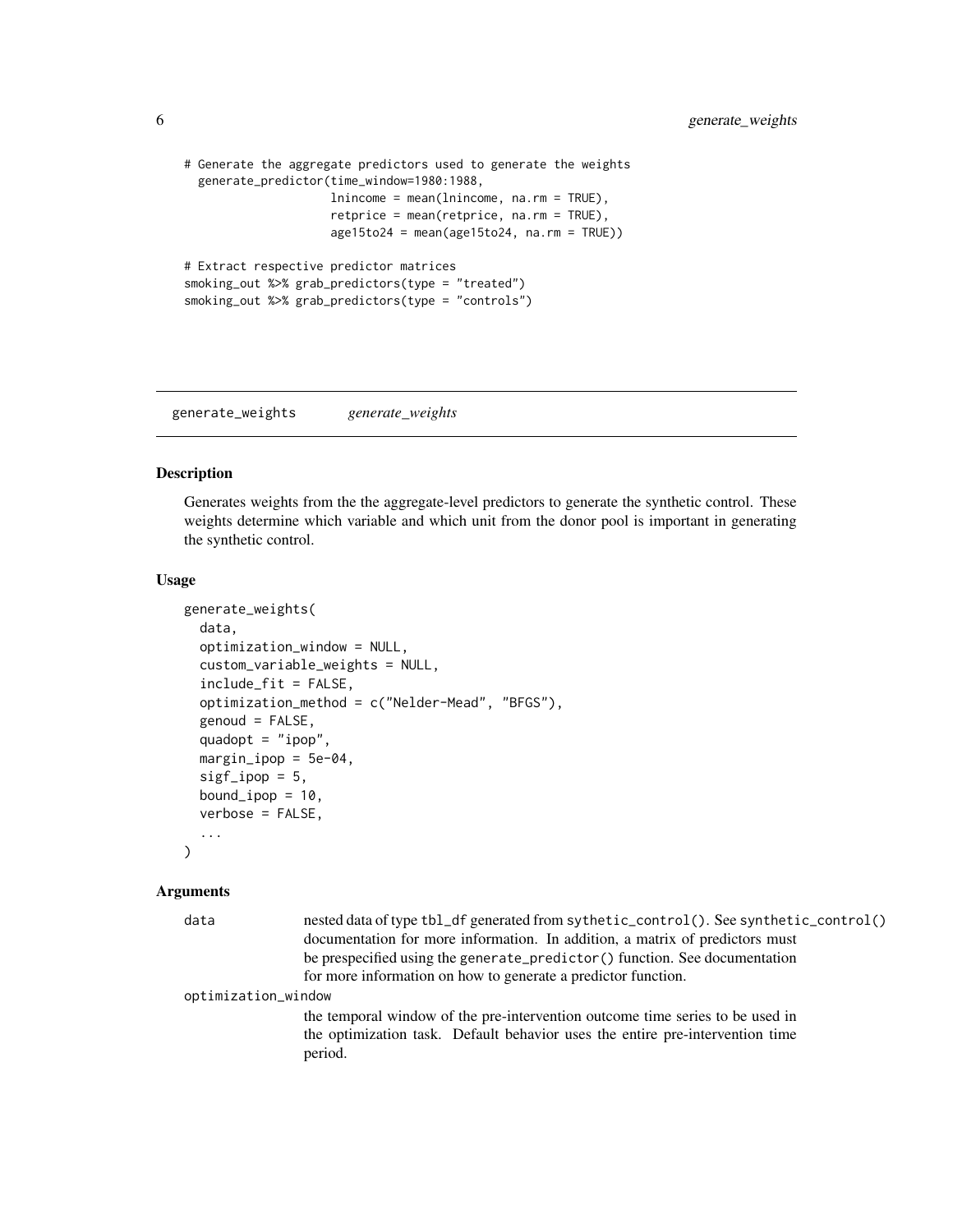```
# Generate the aggregate predictors used to generate the weights
  generate_predictor(time_window=1980:1988,
                     lnincome = mean(lnincome, na.rm = TRUE),
                     retprice = mean(retprice, na.rm = TRUE),
                     age15to24 = mean(age15to24, na.rm = TRUE))

# Extract respective predictor matrices
smoking_out %>% grab_predictors(type = "treated")
smoking_out %>% grab_predictors(type = "controls")
```

## generate_weights *generate_weights*

### Description

Generates weights from the the aggregate-level predictors to generate the synthetic control. These weights determine which variable and which unit from the donor pool is important in generating the synthetic control.

### Usage

```
generate_weights(
  data,
  optimization_window = NULL,
  custom_variable_weights = NULL,
  include_fit = FALSE,
  optimization_method = c("Nelder-Mead", "BFGS"),
  genoud = FALSE,
  quadopt = "ipop",
  margin_ipop = 5e-04,
  sigf_ipop = 5,
  bound_ipop = 10,
  verbose = FALSE,
  ...
)
```

### Arguments

`data` nested data of type `tbl_df` generated from `sythetic_control()`. See `synthetic_control()` documentation for more information. In addition, a matrix of predictors must be prespecified using the `generate_predictor()` function. See documentation for more information on how to generate a predictor function.

`optimization_window` the temporal window of the pre-intervention outcome time series to be used in the optimization task. Default behavior uses the entire pre-intervention time period.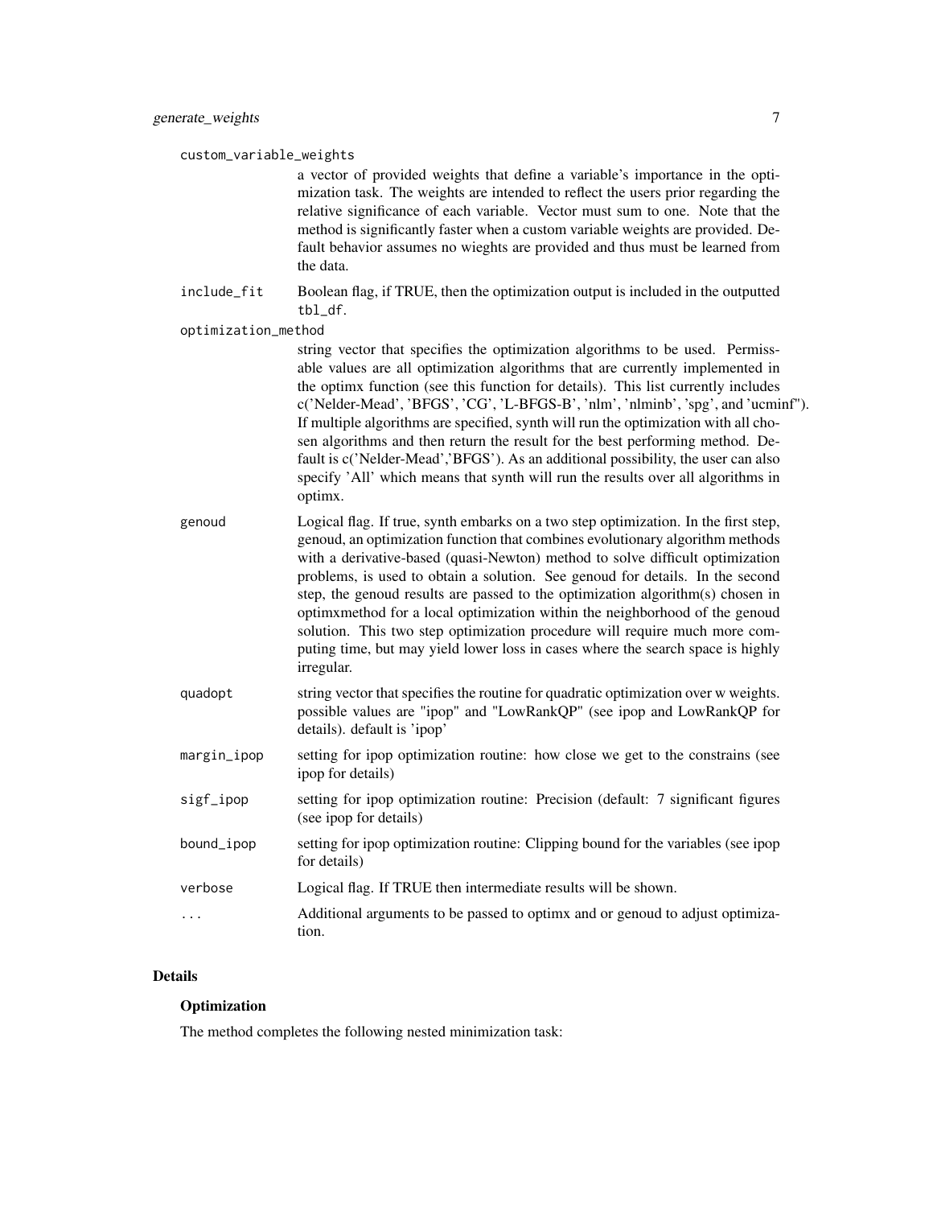`custom_variable_weights`
: a vector of provided weights that define a variable's importance in the optimization task. The weights are intended to reflect the users prior regarding the relative significance of each variable. Vector must sum to one. Note that the method is significantly faster when a custom variable weights are provided. Default behavior assumes no wieghts are provided and thus must be learned from the data.

`include_fit`
: Boolean flag, if TRUE, then the optimization output is included in the outputted `tbl_df`.

`optimization_method`
: string vector that specifies the optimization algorithms to be used. Permissable values are all optimization algorithms that are currently implemented in the optimx function (see this function for details). This list currently includes c('Nelder-Mead', 'BFGS', 'CG', 'L-BFGS-B', 'nlm', 'nlminb', 'spg', and 'ucminf"). If multiple algorithms are specified, synth will run the optimization with all chosen algorithms and then return the result for the best performing method. Default is c('Nelder-Mead','BFGS'). As an additional possibility, the user can also specify 'All' which means that synth will run the results over all algorithms in optimx.

`genoud`
: Logical flag. If true, synth embarks on a two step optimization. In the first step, genoud, an optimization function that combines evolutionary algorithm methods with a derivative-based (quasi-Newton) method to solve difficult optimization problems, is used to obtain a solution. See genoud for details. In the second step, the genoud results are passed to the optimization algorithm(s) chosen in optimxmethod for a local optimization within the neighborhood of the genoud solution. This two step optimization procedure will require much more computing time, but may yield lower loss in cases where the search space is highly irregular.

`quadopt`
: string vector that specifies the routine for quadratic optimization over w weights. possible values are "ipop" and "LowRankQP" (see ipop and LowRankQP for details). default is 'ipop'

`margin_ipop`
: setting for ipop optimization routine: how close we get to the constrains (see ipop for details)

`sigf_ipop`
: setting for ipop optimization routine: Precision (default: 7 significant figures (see ipop for details)

`bound_ipop`
: setting for ipop optimization routine: Clipping bound for the variables (see ipop for details)

`verbose`
: Logical flag. If TRUE then intermediate results will be shown.

`...`
: Additional arguments to be passed to optimx and or genoud to adjust optimization.

## Details

### Optimization

The method completes the following nested minimization task: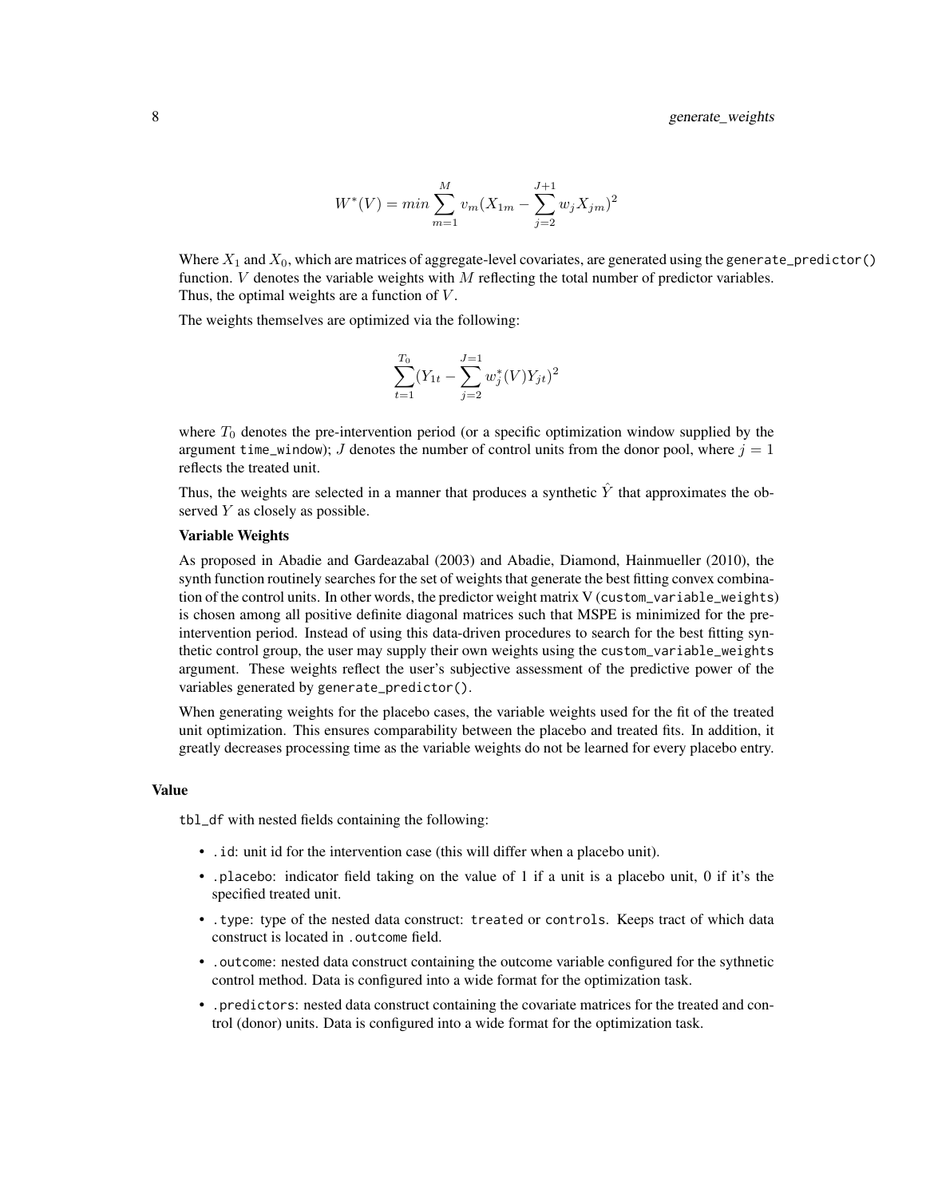$$W^*(V) = min \sum_{m=1}^{M} v_m (X_{1m} - \sum_{j=2}^{J+1} w_j X_{jm})^2$$

Where $X_1$ and $X_0$, which are matrices of aggregate-level covariates, are generated using the `generate_predictor()` function. $V$ denotes the variable weights with $M$ reflecting the total number of predictor variables. Thus, the optimal weights are a function of $V$.

The weights themselves are optimized via the following:

$$\sum_{t=1}^{T_0} (Y_{1t} - \sum_{j=2}^{J=1} w_j^*(V) Y_{jt})^2$$

where $T_0$ denotes the pre-intervention period (or a specific optimization window supplied by the argument `time_window`); $J$ denotes the number of control units from the donor pool, where $j = 1$ reflects the treated unit.

Thus, the weights are selected in a manner that produces a synthetic $\hat{Y}$ that approximates the observed $Y$ as closely as possible.

**Variable Weights**

As proposed in Abadie and Gardeazabal (2003) and Abadie, Diamond, Hainmueller (2010), the synth function routinely searches for the set of weights that generate the best fitting convex combination of the control units. In other words, the predictor weight matrix V (`custom_variable_weights`) is chosen among all positive definite diagonal matrices such that MSPE is minimized for the pre-intervention period. Instead of using this data-driven procedures to search for the best fitting synthetic control group, the user may supply their own weights using the `custom_variable_weights` argument. These weights reflect the user's subjective assessment of the predictive power of the variables generated by `generate_predictor()`.

When generating weights for the placebo cases, the variable weights used for the fit of the treated unit optimization. This ensures comparability between the placebo and treated fits. In addition, it greatly decreases processing time as the variable weights do not be learned for every placebo entry.

### Value

`tbl_df` with nested fields containing the following:

- `.id`: unit id for the intervention case (this will differ when a placebo unit).
- `.placebo`: indicator field taking on the value of 1 if a unit is a placebo unit, 0 if it's the specified treated unit.
- `.type`: type of the nested data construct: `treated` or `controls`. Keeps tract of which data construct is located in `.outcome` field.
- `.outcome`: nested data construct containing the outcome variable configured for the sythnetic control method. Data is configured into a wide format for the optimization task.
- `.predictors`: nested data construct containing the covariate matrices for the treated and control (donor) units. Data is configured into a wide format for the optimization task.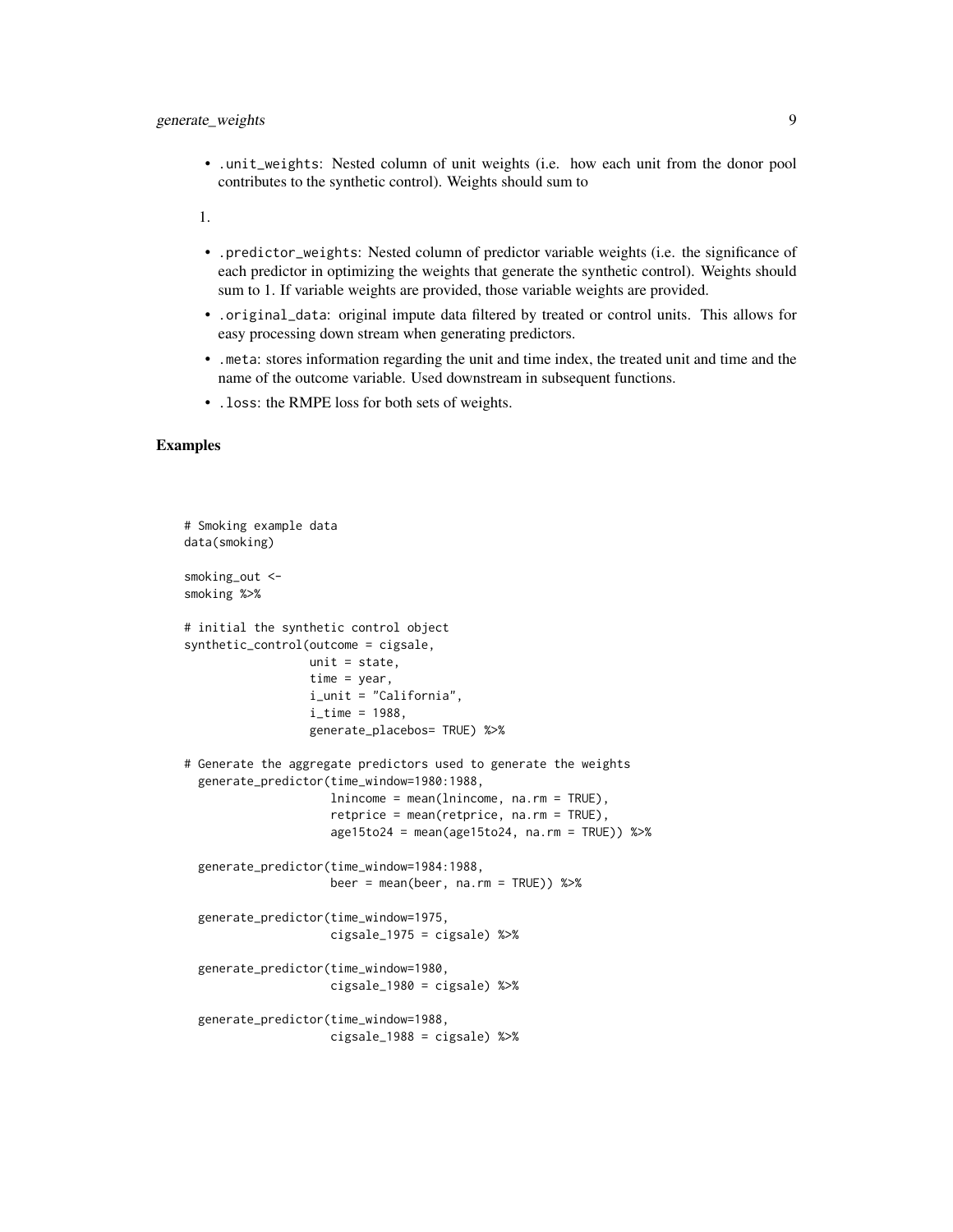- `.unit_weights`: Nested column of unit weights (i.e. how each unit from the donor pool contributes to the synthetic control). Weights should sum to

1.

- `.predictor_weights`: Nested column of predictor variable weights (i.e. the significance of each predictor in optimizing the weights that generate the synthetic control). Weights should sum to 1. If variable weights are provided, those variable weights are provided.
- `.original_data`: original impute data filtered by treated or control units. This allows for easy processing down stream when generating predictors.
- `.meta`: stores information regarding the unit and time index, the treated unit and time and the name of the outcome variable. Used downstream in subsequent functions.
- `.loss`: the RMPE loss for both sets of weights.

### Examples

```
# Smoking example data
data(smoking)

smoking_out <-
smoking %>%

# initial the synthetic control object
synthetic_control(outcome = cigsale,
                  unit = state,
                  time = year,
                  i_unit = "California",
                  i_time = 1988,
                  generate_placebos= TRUE) %>%

# Generate the aggregate predictors used to generate the weights
  generate_predictor(time_window=1980:1988,
                     lnincome = mean(lnincome, na.rm = TRUE),
                     retprice = mean(retprice, na.rm = TRUE),
                     age15to24 = mean(age15to24, na.rm = TRUE)) %>%

  generate_predictor(time_window=1984:1988,
                     beer = mean(beer, na.rm = TRUE)) %>%

  generate_predictor(time_window=1975,
                     cigsale_1975 = cigsale) %>%

  generate_predictor(time_window=1980,
                     cigsale_1980 = cigsale) %>%

  generate_predictor(time_window=1988,
                     cigsale_1988 = cigsale) %>%
```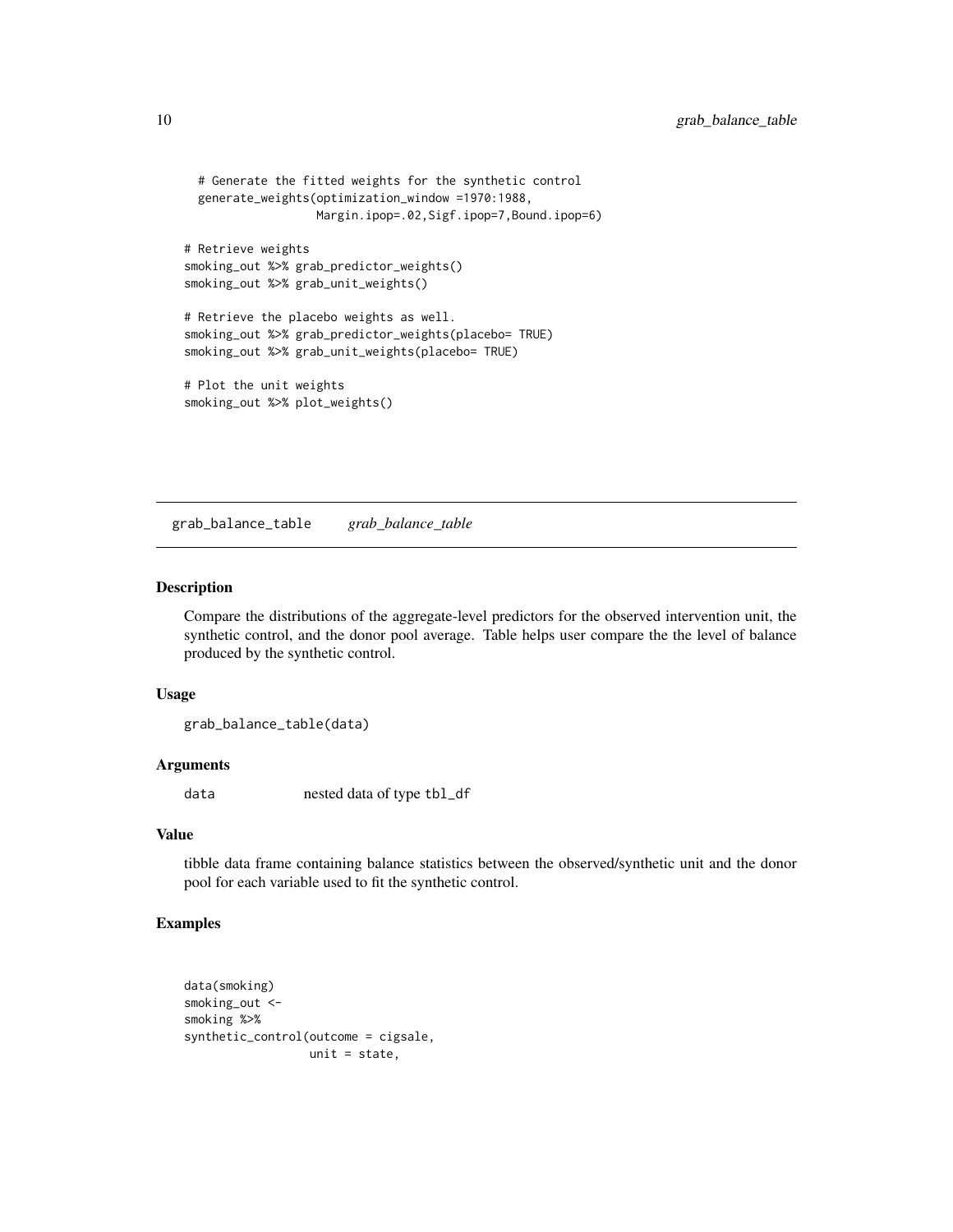```
  # Generate the fitted weights for the synthetic control
  generate_weights(optimization_window =1970:1988,
                   Margin.ipop=.02,Sigf.ipop=7,Bound.ipop=6)

# Retrieve weights
smoking_out %>% grab_predictor_weights()
smoking_out %>% grab_unit_weights()

# Retrieve the placebo weights as well.
smoking_out %>% grab_predictor_weights(placebo= TRUE)
smoking_out %>% grab_unit_weights(placebo= TRUE)

# Plot the unit weights
smoking_out %>% plot_weights()
```

## grab_balance_table *grab_balance_table*

### Description

Compare the distributions of the aggregate-level predictors for the observed intervention unit, the synthetic control, and the donor pool average. Table helps user compare the the level of balance produced by the synthetic control.

### Usage

```
grab_balance_table(data)
```

### Arguments

| | |
|---|---|
| data | nested data of type tbl_df |

### Value

tibble data frame containing balance statistics between the observed/synthetic unit and the donor pool for each variable used to fit the synthetic control.

### Examples

```
data(smoking)
smoking_out <-
smoking %>%
synthetic_control(outcome = cigsale,
                  unit = state,
```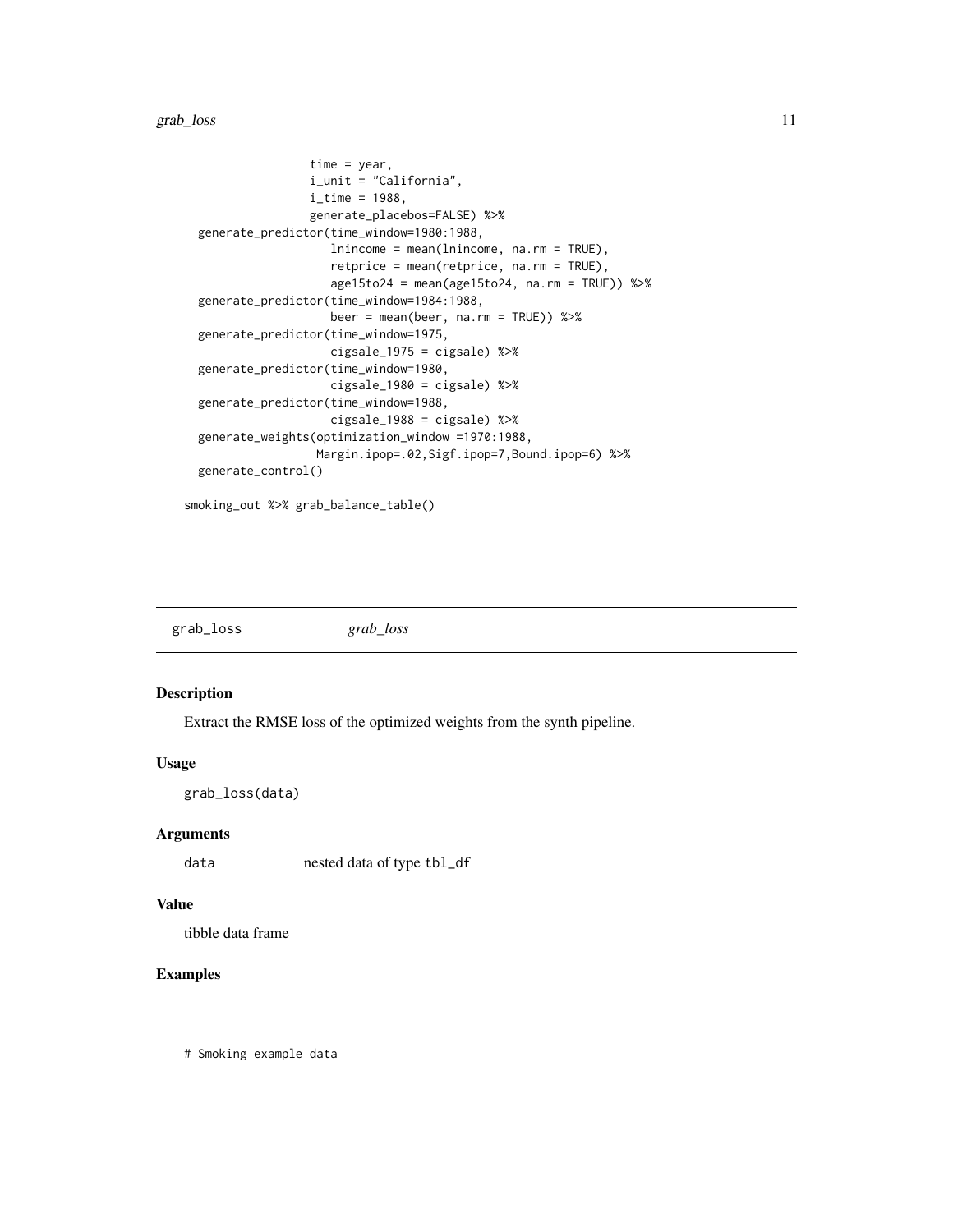```
                 time = year,
                 i_unit = "California",
                 i_time = 1988,
                 generate_placebos=FALSE) %>%
  generate_predictor(time_window=1980:1988,
                     lnincome = mean(lnincome, na.rm = TRUE),
                     retprice = mean(retprice, na.rm = TRUE),
                     age15to24 = mean(age15to24, na.rm = TRUE)) %>%
  generate_predictor(time_window=1984:1988,
                     beer = mean(beer, na.rm = TRUE)) %>%
  generate_predictor(time_window=1975,
                     cigsale_1975 = cigsale) %>%
  generate_predictor(time_window=1980,
                     cigsale_1980 = cigsale) %>%
  generate_predictor(time_window=1988,
                     cigsale_1988 = cigsale) %>%
  generate_weights(optimization_window =1970:1988,
                  Margin.ipop=.02,Sigf.ipop=7,Bound.ipop=6) %>%
  generate_control()

smoking_out %>% grab_balance_table()
```

## grab_loss *grab_loss*

### Description

Extract the RMSE loss of the optimized weights from the synth pipeline.

### Usage

```
grab_loss(data)
```

### Arguments

| | |
|---|---|
| data | nested data of type tbl_df |

### Value

tibble data frame

### Examples

```
# Smoking example data
```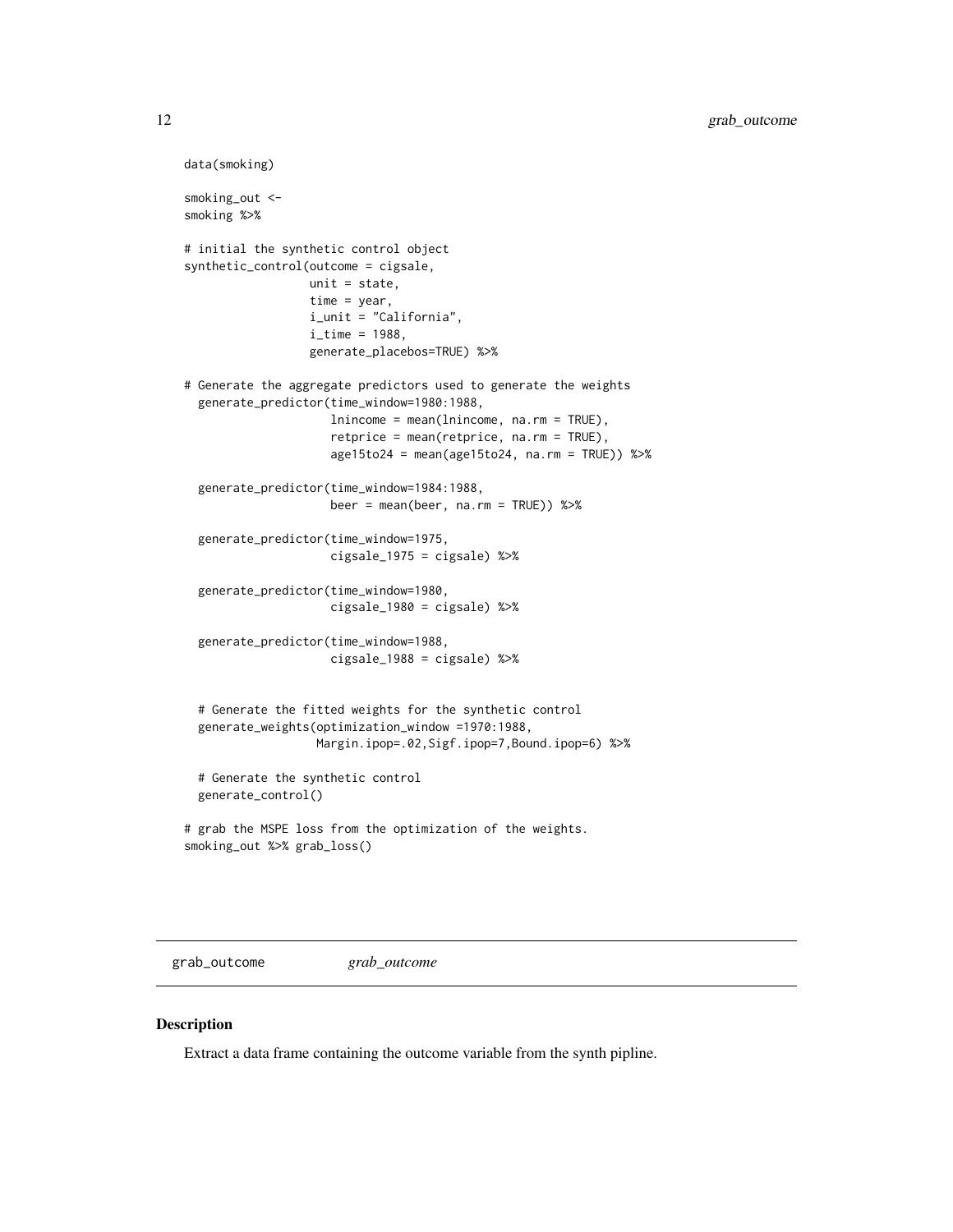```
data(smoking)

smoking_out <-
smoking %>%

# initial the synthetic control object
synthetic_control(outcome = cigsale,
                  unit = state,
                  time = year,
                  i_unit = "California",
                  i_time = 1988,
                  generate_placebos=TRUE) %>%

# Generate the aggregate predictors used to generate the weights
  generate_predictor(time_window=1980:1988,
                     lnincome = mean(lnincome, na.rm = TRUE),
                     retprice = mean(retprice, na.rm = TRUE),
                     age15to24 = mean(age15to24, na.rm = TRUE)) %>%

  generate_predictor(time_window=1984:1988,
                     beer = mean(beer, na.rm = TRUE)) %>%

  generate_predictor(time_window=1975,
                     cigsale_1975 = cigsale) %>%

  generate_predictor(time_window=1980,
                     cigsale_1980 = cigsale) %>%

  generate_predictor(time_window=1988,
                     cigsale_1988 = cigsale) %>%


  # Generate the fitted weights for the synthetic control
  generate_weights(optimization_window =1970:1988,
                   Margin.ipop=.02,Sigf.ipop=7,Bound.ipop=6) %>%

  # Generate the synthetic control
  generate_control()

# grab the MSPE loss from the optimization of the weights.
smoking_out %>% grab_loss()
```

## grab_outcome *grab_outcome*

### Description

Extract a data frame containing the outcome variable from the synth pipline.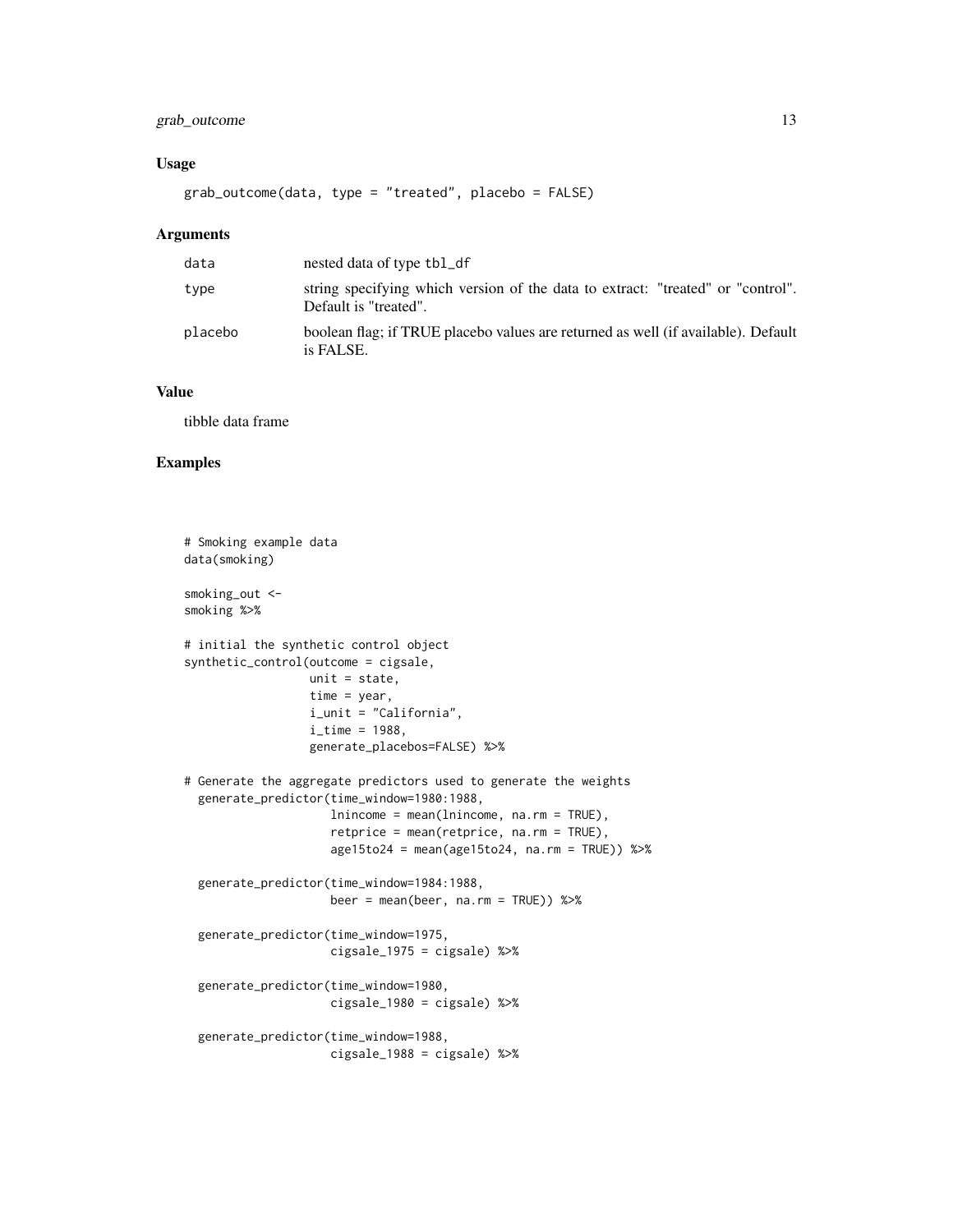### Usage

```
grab_outcome(data, type = "treated", placebo = FALSE)
```

### Arguments

| | |
|---|---|
| data | nested data of type tbl_df |
| type | string specifying which version of the data to extract: "treated" or "control". Default is "treated". |
| placebo | boolean flag; if TRUE placebo values are returned as well (if available). Default is FALSE. |

### Value

tibble data frame

### Examples

```
# Smoking example data
data(smoking)

smoking_out <-
smoking %>%

# initial the synthetic control object
synthetic_control(outcome = cigsale,
                  unit = state,
                  time = year,
                  i_unit = "California",
                  i_time = 1988,
                  generate_placebos=FALSE) %>%

# Generate the aggregate predictors used to generate the weights
  generate_predictor(time_window=1980:1988,
                     lnincome = mean(lnincome, na.rm = TRUE),
                     retprice = mean(retprice, na.rm = TRUE),
                     age15to24 = mean(age15to24, na.rm = TRUE)) %>%

  generate_predictor(time_window=1984:1988,
                     beer = mean(beer, na.rm = TRUE)) %>%

  generate_predictor(time_window=1975,
                     cigsale_1975 = cigsale) %>%

  generate_predictor(time_window=1980,
                     cigsale_1980 = cigsale) %>%

  generate_predictor(time_window=1988,
                     cigsale_1988 = cigsale) %>%
```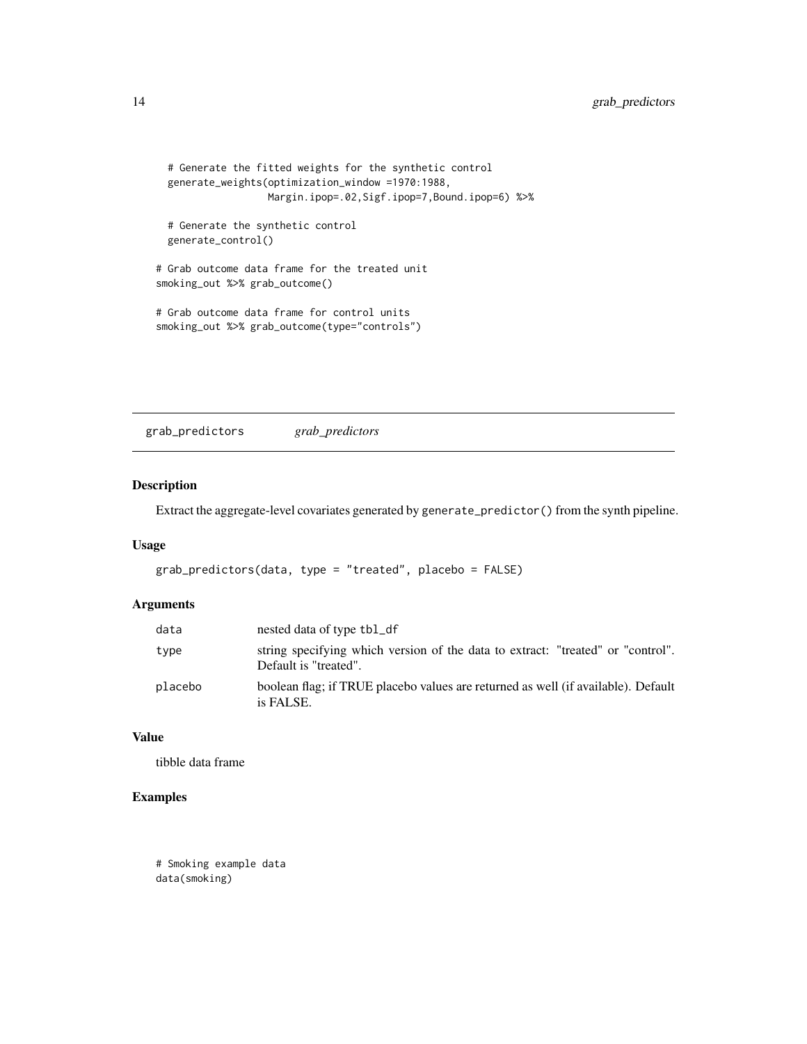```
    # Generate the fitted weights for the synthetic control
    generate_weights(optimization_window =1970:1988,
                     Margin.ipop=.02,Sigf.ipop=7,Bound.ipop=6) %>%

    # Generate the synthetic control
    generate_control()

# Grab outcome data frame for the treated unit
smoking_out %>% grab_outcome()

# Grab outcome data frame for control units
smoking_out %>% grab_outcome(type="controls")
```

---

## grab_predictors *grab_predictors*

### Description

Extract the aggregate-level covariates generated by `generate_predictor()` from the synth pipeline.

### Usage

```
grab_predictors(data, type = "treated", placebo = FALSE)
```

### Arguments

| | |
|---|---|
| data | nested data of type tbl_df |
| type | string specifying which version of the data to extract: "treated" or "control". Default is "treated". |
| placebo | boolean flag; if TRUE placebo values are returned as well (if available). Default is FALSE. |

### Value

tibble data frame

### Examples

```
# Smoking example data
data(smoking)
```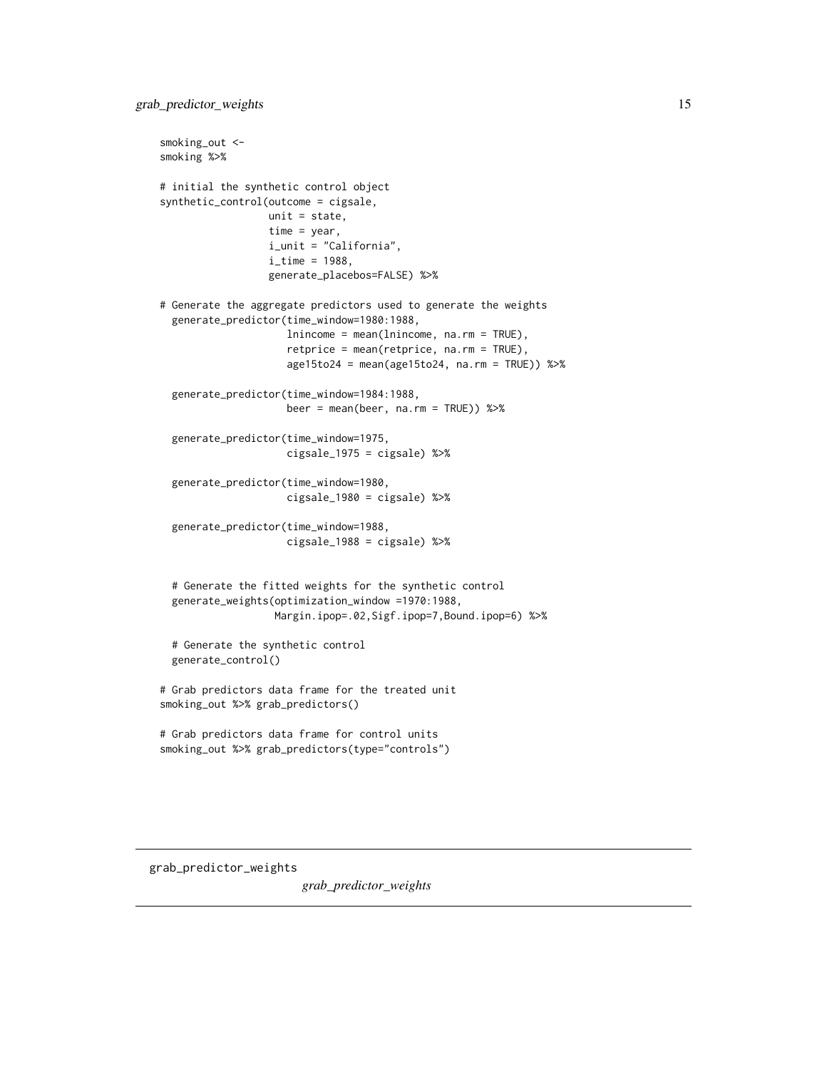```
smoking_out <-
smoking %>%

# initial the synthetic control object
synthetic_control(outcome = cigsale,
                  unit = state,
                  time = year,
                  i_unit = "California",
                  i_time = 1988,
                  generate_placebos=FALSE) %>%

# Generate the aggregate predictors used to generate the weights
  generate_predictor(time_window=1980:1988,
                     lnincome = mean(lnincome, na.rm = TRUE),
                     retprice = mean(retprice, na.rm = TRUE),
                     age15to24 = mean(age15to24, na.rm = TRUE)) %>%

  generate_predictor(time_window=1984:1988,
                     beer = mean(beer, na.rm = TRUE)) %>%

  generate_predictor(time_window=1975,
                     cigsale_1975 = cigsale) %>%

  generate_predictor(time_window=1980,
                     cigsale_1980 = cigsale) %>%

  generate_predictor(time_window=1988,
                     cigsale_1988 = cigsale) %>%


  # Generate the fitted weights for the synthetic control
  generate_weights(optimization_window =1970:1988,
                   Margin.ipop=.02,Sigf.ipop=7,Bound.ipop=6) %>%

  # Generate the synthetic control
  generate_control()

# Grab predictors data frame for the treated unit
smoking_out %>% grab_predictors()

# Grab predictors data frame for control units
smoking_out %>% grab_predictors(type="controls")
```

---

grab_predictor_weights    *grab_predictor_weights*

---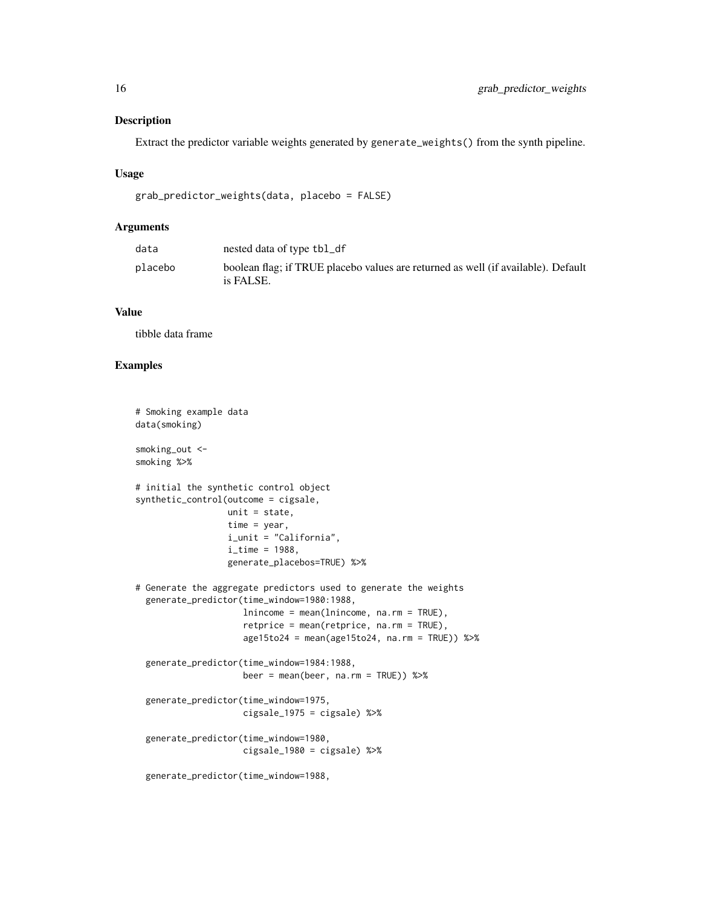## Description

Extract the predictor variable weights generated by `generate_weights()` from the synth pipeline.

## Usage

```
grab_predictor_weights(data, placebo = FALSE)
```

## Arguments

| | |
|---|---|
| data | nested data of type tbl_df |
| placebo | boolean flag; if TRUE placebo values are returned as well (if available). Default is FALSE. |

## Value

tibble data frame

## Examples

```
# Smoking example data
data(smoking)

smoking_out <-
smoking %>%

# initial the synthetic control object
synthetic_control(outcome = cigsale,
                  unit = state,
                  time = year,
                  i_unit = "California",
                  i_time = 1988,
                  generate_placebos=TRUE) %>%

# Generate the aggregate predictors used to generate the weights
  generate_predictor(time_window=1980:1988,
                     lnincome = mean(lnincome, na.rm = TRUE),
                     retprice = mean(retprice, na.rm = TRUE),
                     age15to24 = mean(age15to24, na.rm = TRUE)) %>%

  generate_predictor(time_window=1984:1988,
                     beer = mean(beer, na.rm = TRUE)) %>%

  generate_predictor(time_window=1975,
                     cigsale_1975 = cigsale) %>%

  generate_predictor(time_window=1980,
                     cigsale_1980 = cigsale) %>%

  generate_predictor(time_window=1988,
```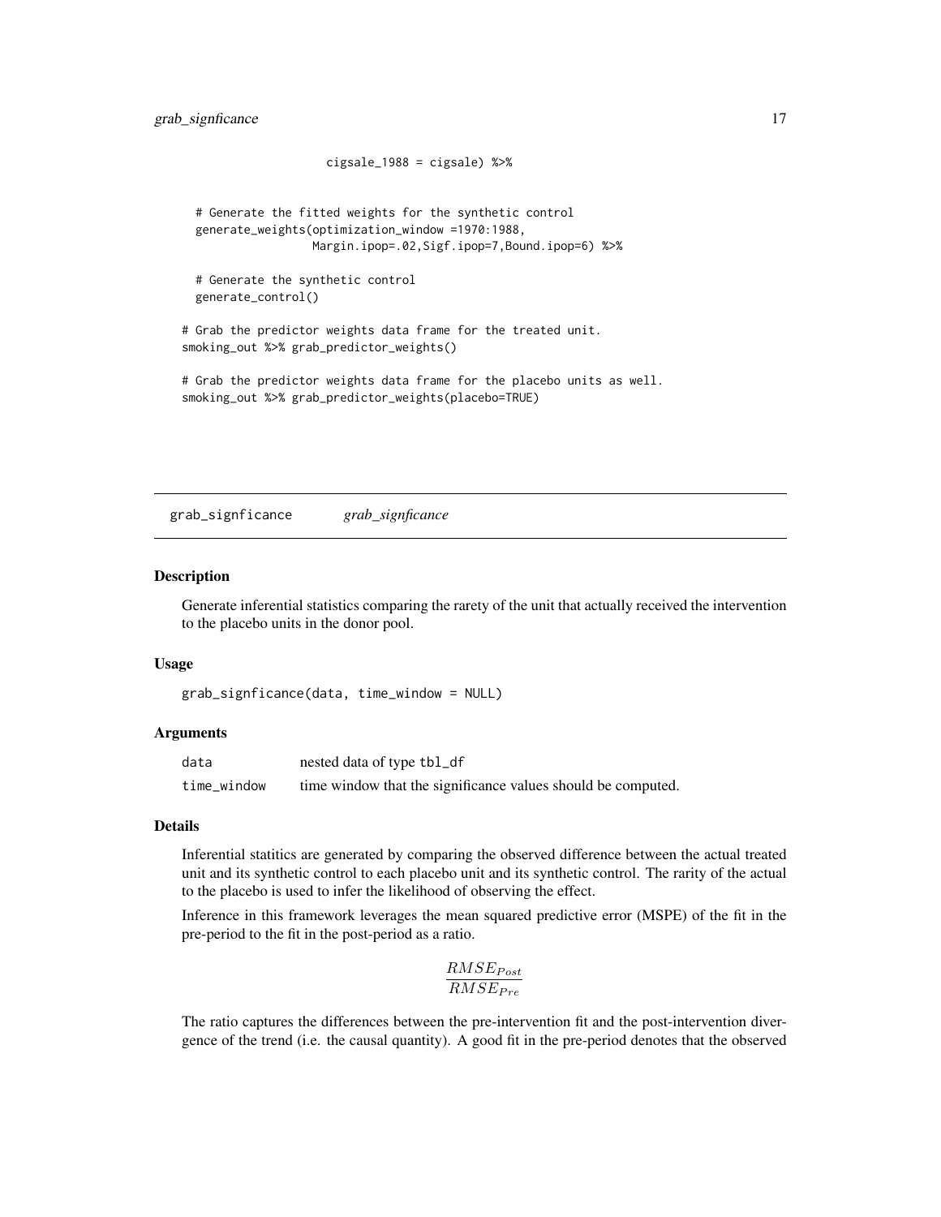```
                     cigsale_1988 = cigsale) %>%

  # Generate the fitted weights for the synthetic control
  generate_weights(optimization_window =1970:1988,
                   Margin.ipop=.02,Sigf.ipop=7,Bound.ipop=6) %>%

  # Generate the synthetic control
  generate_control()

# Grab the predictor weights data frame for the treated unit.
smoking_out %>% grab_predictor_weights()

# Grab the predictor weights data frame for the placebo units as well.
smoking_out %>% grab_predictor_weights(placebo=TRUE)
```

---

## grab_signficance *grab_signficance*

### Description

Generate inferential statistics comparing the rarety of the unit that actually received the intervention to the placebo units in the donor pool.

### Usage

```
grab_signficance(data, time_window = NULL)
```

### Arguments

| | |
|---|---|
| data | nested data of type tbl_df |
| time_window | time window that the significance values should be computed. |

### Details

Inferential statitics are generated by comparing the observed difference between the actual treated unit and its synthetic control to each placebo unit and its synthetic control. The rarity of the actual to the placebo is used to infer the likelihood of observing the effect.

Inference in this framework leverages the mean squared predictive error (MSPE) of the fit in the pre-period to the fit in the post-period as a ratio.

$$\frac{RMSE_{Post}}{RMSE_{Pre}}$$

The ratio captures the differences between the pre-intervention fit and the post-intervention divergence of the trend (i.e. the causal quantity). A good fit in the pre-period denotes that the observed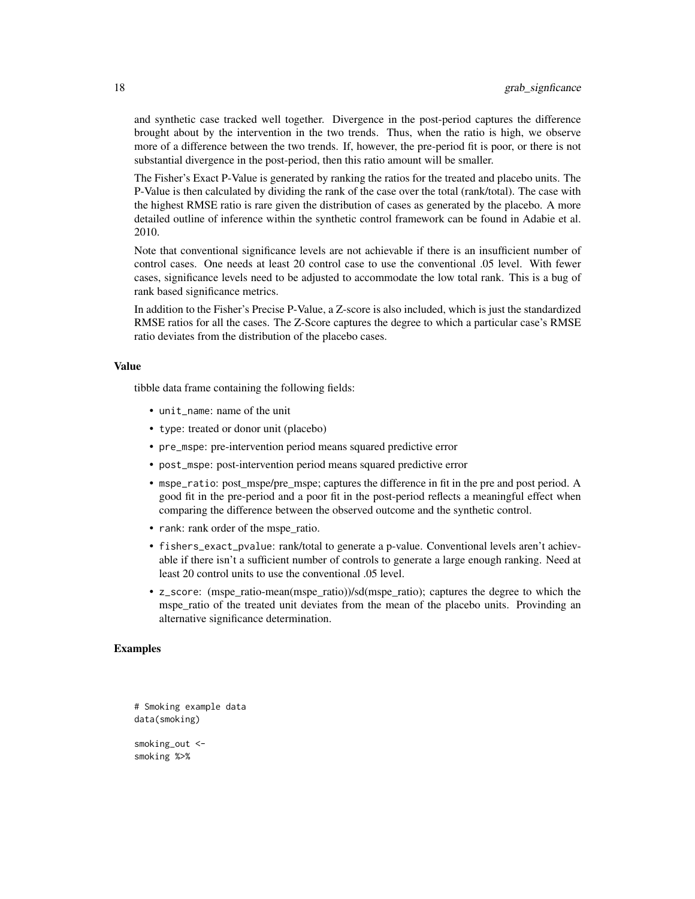and synthetic case tracked well together. Divergence in the post-period captures the difference brought about by the intervention in the two trends. Thus, when the ratio is high, we observe more of a difference between the two trends. If, however, the pre-period fit is poor, or there is not substantial divergence in the post-period, then this ratio amount will be smaller.

The Fisher's Exact P-Value is generated by ranking the ratios for the treated and placebo units. The P-Value is then calculated by dividing the rank of the case over the total (rank/total). The case with the highest RMSE ratio is rare given the distribution of cases as generated by the placebo. A more detailed outline of inference within the synthetic control framework can be found in Adabie et al. 2010.

Note that conventional significance levels are not achievable if there is an insufficient number of control cases. One needs at least 20 control case to use the conventional .05 level. With fewer cases, significance levels need to be adjusted to accommodate the low total rank. This is a bug of rank based significance metrics.

In addition to the Fisher's Precise P-Value, a Z-score is also included, which is just the standardized RMSE ratios for all the cases. The Z-Score captures the degree to which a particular case's RMSE ratio deviates from the distribution of the placebo cases.

### Value

tibble data frame containing the following fields:

- `unit_name`: name of the unit
- `type`: treated or donor unit (placebo)
- `pre_mspe`: pre-intervention period means squared predictive error
- `post_mspe`: post-intervention period means squared predictive error
- `mspe_ratio`: post_mspe/pre_mspe; captures the difference in fit in the pre and post period. A good fit in the pre-period and a poor fit in the post-period reflects a meaningful effect when comparing the difference between the observed outcome and the synthetic control.
- `rank`: rank order of the mspe_ratio.
- `fishers_exact_pvalue`: rank/total to generate a p-value. Conventional levels aren't achievable if there isn't a sufficient number of controls to generate a large enough ranking. Need at least 20 control units to use the conventional .05 level.
- `z_score`: (mspe_ratio-mean(mspe_ratio))/sd(mspe_ratio); captures the degree to which the mspe_ratio of the treated unit deviates from the mean of the placebo units. Provinding an alternative significance determination.

### Examples

```
# Smoking example data
data(smoking)

smoking_out <-
smoking %>%
```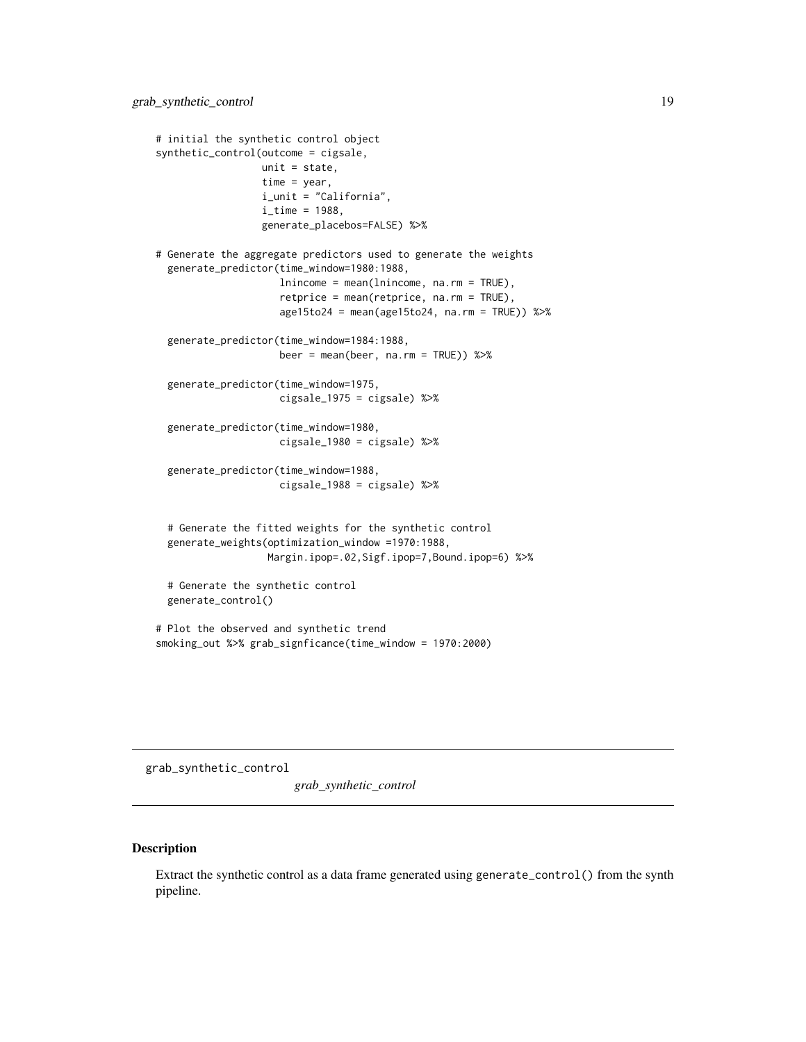```
# initial the synthetic control object
synthetic_control(outcome = cigsale,
                  unit = state,
                  time = year,
                  i_unit = "California",
                  i_time = 1988,
                  generate_placebos=FALSE) %>%

# Generate the aggregate predictors used to generate the weights
  generate_predictor(time_window=1980:1988,
                     lnincome = mean(lnincome, na.rm = TRUE),
                     retprice = mean(retprice, na.rm = TRUE),
                     age15to24 = mean(age15to24, na.rm = TRUE)) %>%

  generate_predictor(time_window=1984:1988,
                     beer = mean(beer, na.rm = TRUE)) %>%

  generate_predictor(time_window=1975,
                     cigsale_1975 = cigsale) %>%

  generate_predictor(time_window=1980,
                     cigsale_1980 = cigsale) %>%

  generate_predictor(time_window=1988,
                     cigsale_1988 = cigsale) %>%


  # Generate the fitted weights for the synthetic control
  generate_weights(optimization_window =1970:1988,
                   Margin.ipop=.02,Sigf.ipop=7,Bound.ipop=6) %>%

  # Generate the synthetic control
  generate_control()

# Plot the observed and synthetic trend
smoking_out %>% grab_signficance(time_window = 1970:2000)
```

---

grab_synthetic_control &emsp; *grab_synthetic_control*

---

## Description

Extract the synthetic control as a data frame generated using `generate_control()` from the synth pipeline.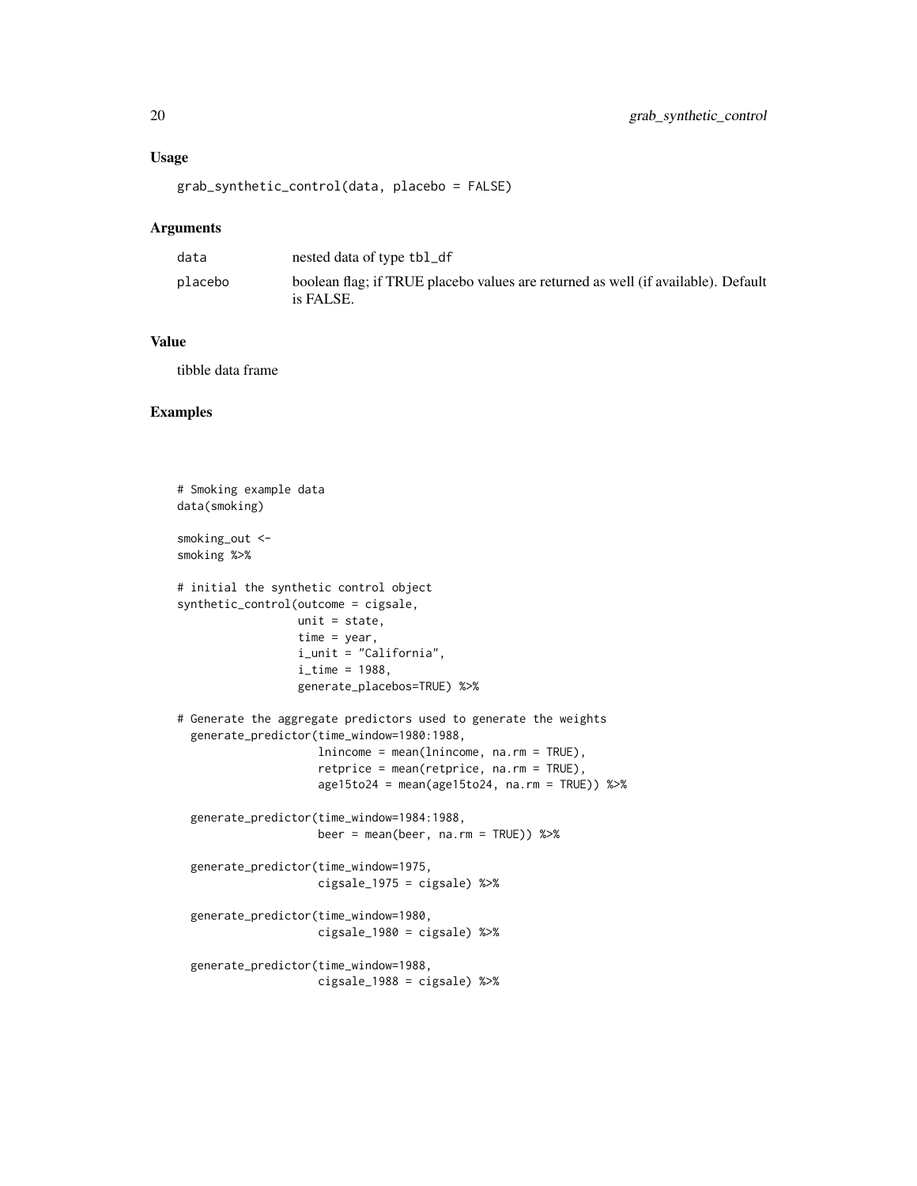### Usage

```
grab_synthetic_control(data, placebo = FALSE)
```

### Arguments

| | |
|---|---|
| data | nested data of type tbl_df |
| placebo | boolean flag; if TRUE placebo values are returned as well (if available). Default is FALSE. |

### Value

tibble data frame

### Examples

```
# Smoking example data
data(smoking)

smoking_out <-
smoking %>%

# initial the synthetic control object
synthetic_control(outcome = cigsale,
                  unit = state,
                  time = year,
                  i_unit = "California",
                  i_time = 1988,
                  generate_placebos=TRUE) %>%

# Generate the aggregate predictors used to generate the weights
  generate_predictor(time_window=1980:1988,
                     lnincome = mean(lnincome, na.rm = TRUE),
                     retprice = mean(retprice, na.rm = TRUE),
                     age15to24 = mean(age15to24, na.rm = TRUE)) %>%

  generate_predictor(time_window=1984:1988,
                     beer = mean(beer, na.rm = TRUE)) %>%

  generate_predictor(time_window=1975,
                     cigsale_1975 = cigsale) %>%

  generate_predictor(time_window=1980,
                     cigsale_1980 = cigsale) %>%

  generate_predictor(time_window=1988,
                     cigsale_1988 = cigsale) %>%
```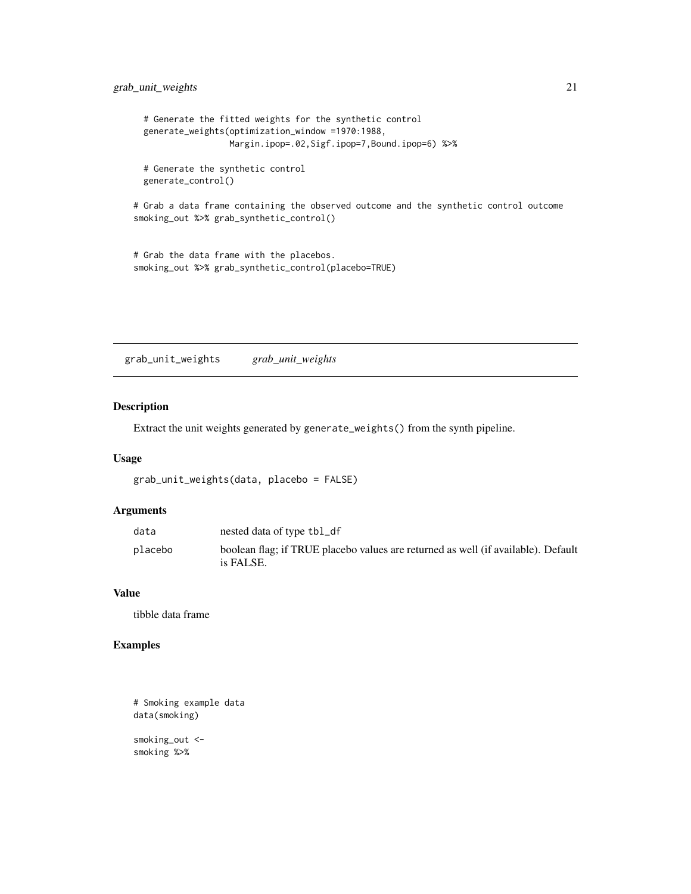```
  # Generate the fitted weights for the synthetic control
  generate_weights(optimization_window =1970:1988,
                   Margin.ipop=.02,Sigf.ipop=7,Bound.ipop=6) %>%

  # Generate the synthetic control
  generate_control()

# Grab a data frame containing the observed outcome and the synthetic control outcome
smoking_out %>% grab_synthetic_control()


# Grab the data frame with the placebos.
smoking_out %>% grab_synthetic_control(placebo=TRUE)
```

## grab_unit_weights *grab_unit_weights*

### Description

Extract the unit weights generated by `generate_weights()` from the synth pipeline.

### Usage

```
grab_unit_weights(data, placebo = FALSE)
```

### Arguments

| | |
|---|---|
| `data` | nested data of type `tbl_df` |
| `placebo` | boolean flag; if TRUE placebo values are returned as well (if available). Default is FALSE. |

### Value

tibble data frame

### Examples

```
# Smoking example data
data(smoking)

smoking_out <-
smoking %>%
```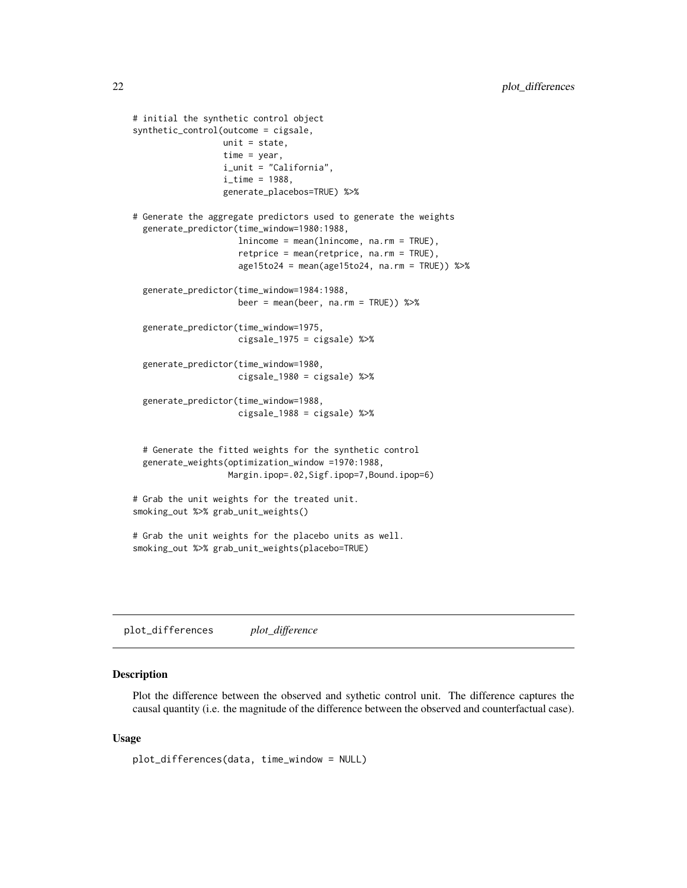```
# initial the synthetic control object
synthetic_control(outcome = cigsale,
                  unit = state,
                  time = year,
                  i_unit = "California",
                  i_time = 1988,
                  generate_placebos=TRUE) %>%

# Generate the aggregate predictors used to generate the weights
  generate_predictor(time_window=1980:1988,
                     lnincome = mean(lnincome, na.rm = TRUE),
                     retprice = mean(retprice, na.rm = TRUE),
                     age15to24 = mean(age15to24, na.rm = TRUE)) %>%

  generate_predictor(time_window=1984:1988,
                     beer = mean(beer, na.rm = TRUE)) %>%

  generate_predictor(time_window=1975,
                     cigsale_1975 = cigsale) %>%

  generate_predictor(time_window=1980,
                     cigsale_1980 = cigsale) %>%

  generate_predictor(time_window=1988,
                     cigsale_1988 = cigsale) %>%


  # Generate the fitted weights for the synthetic control
  generate_weights(optimization_window =1970:1988,
                   Margin.ipop=.02,Sigf.ipop=7,Bound.ipop=6)

# Grab the unit weights for the treated unit.
smoking_out %>% grab_unit_weights()

# Grab the unit weights for the placebo units as well.
smoking_out %>% grab_unit_weights(placebo=TRUE)
```

## plot_differences *plot_difference*

### Description

Plot the difference between the observed and sythetic control unit. The difference captures the causal quantity (i.e. the magnitude of the difference between the observed and counterfactual case).

### Usage

```
plot_differences(data, time_window = NULL)
```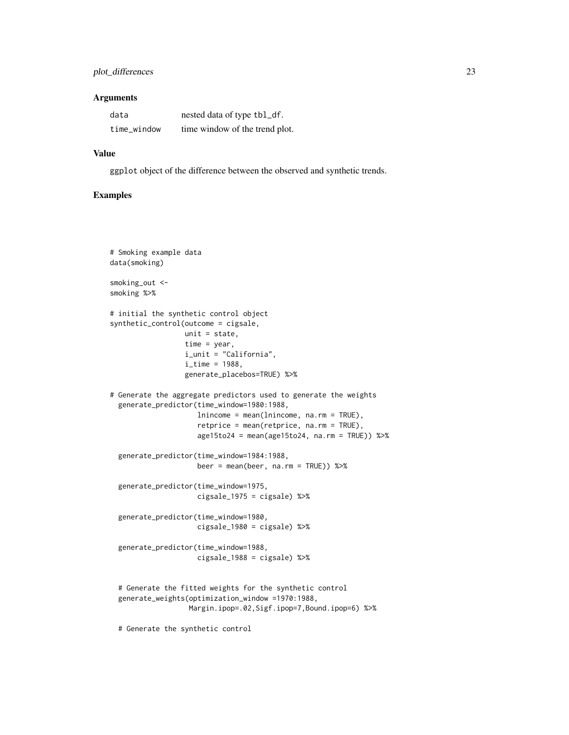### Arguments

| | |
|---|---|
| `data` | nested data of type `tbl_df`. |
| `time_window` | time window of the trend plot. |

### Value

`ggplot` object of the difference between the observed and synthetic trends.

### Examples

```
# Smoking example data
data(smoking)

smoking_out <-
smoking %>%

# initial the synthetic control object
synthetic_control(outcome = cigsale,
                  unit = state,
                  time = year,
                  i_unit = "California",
                  i_time = 1988,
                  generate_placebos=TRUE) %>%

# Generate the aggregate predictors used to generate the weights
  generate_predictor(time_window=1980:1988,
                     lnincome = mean(lnincome, na.rm = TRUE),
                     retprice = mean(retprice, na.rm = TRUE),
                     age15to24 = mean(age15to24, na.rm = TRUE)) %>%

  generate_predictor(time_window=1984:1988,
                     beer = mean(beer, na.rm = TRUE)) %>%

  generate_predictor(time_window=1975,
                     cigsale_1975 = cigsale) %>%

  generate_predictor(time_window=1980,
                     cigsale_1980 = cigsale) %>%

  generate_predictor(time_window=1988,
                     cigsale_1988 = cigsale) %>%


  # Generate the fitted weights for the synthetic control
  generate_weights(optimization_window =1970:1988,
                   Margin.ipop=.02,Sigf.ipop=7,Bound.ipop=6) %>%

  # Generate the synthetic control
```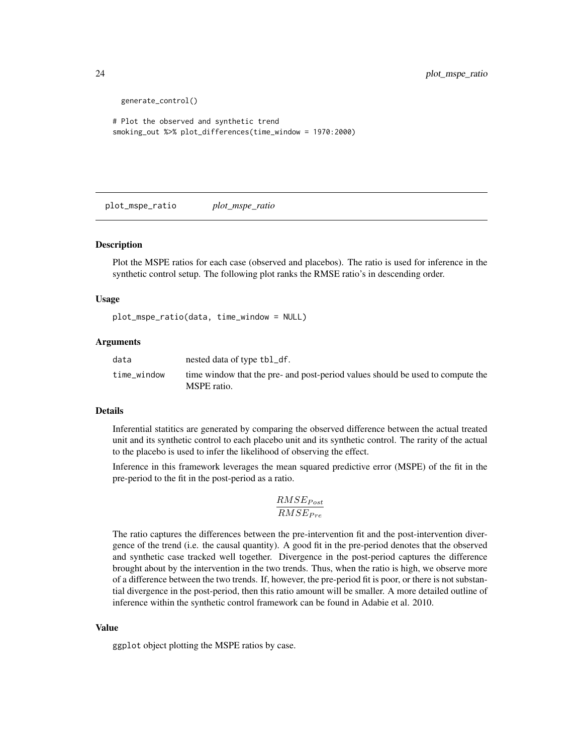```
  generate_control()

# Plot the observed and synthetic trend
smoking_out %>% plot_differences(time_window = 1970:2000)
```

## plot_mspe_ratio *plot_mspe_ratio*

### Description

Plot the MSPE ratios for each case (observed and placebos). The ratio is used for inference in the synthetic control setup. The following plot ranks the RMSE ratio's in descending order.

### Usage

```
plot_mspe_ratio(data, time_window = NULL)
```

### Arguments

| | |
|---|---|
| data | nested data of type tbl_df. |
| time_window | time window that the pre- and post-period values should be used to compute the MSPE ratio. |

### Details

Inferential statitics are generated by comparing the observed difference between the actual treated unit and its synthetic control to each placebo unit and its synthetic control. The rarity of the actual to the placebo is used to infer the likelihood of observing the effect.

Inference in this framework leverages the mean squared predictive error (MSPE) of the fit in the pre-period to the fit in the post-period as a ratio.

$$\frac{RMSE_{Post}}{RMSE_{Pre}}$$

The ratio captures the differences between the pre-intervention fit and the post-intervention divergence of the trend (i.e. the causal quantity). A good fit in the pre-period denotes that the observed and synthetic case tracked well together. Divergence in the post-period captures the difference brought about by the intervention in the two trends. Thus, when the ratio is high, we observe more of a difference between the two trends. If, however, the pre-period fit is poor, or there is not substantial divergence in the post-period, then this ratio amount will be smaller. A more detailed outline of inference within the synthetic control framework can be found in Adabie et al. 2010.

### Value

ggplot object plotting the MSPE ratios by case.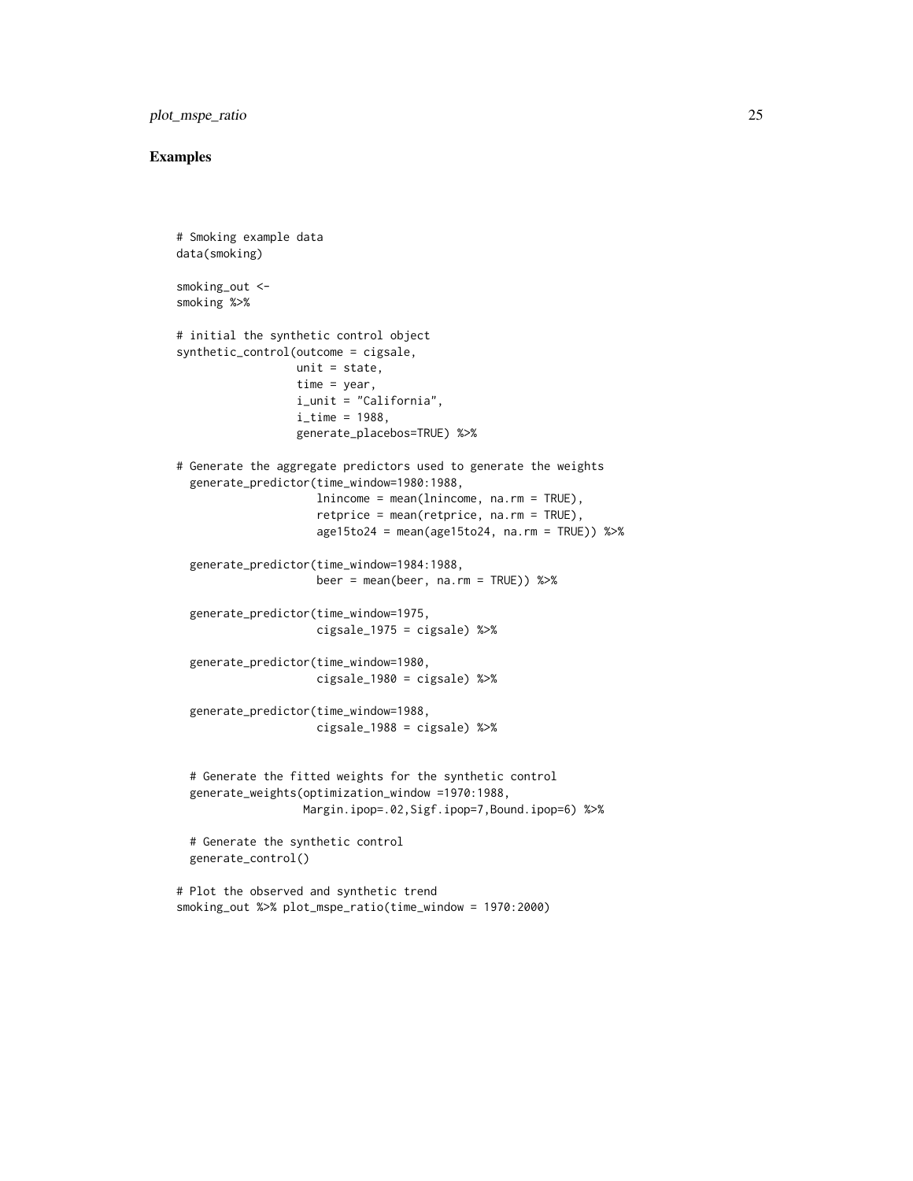## Examples

```
# Smoking example data
data(smoking)

smoking_out <-
smoking %>%

# initial the synthetic control object
synthetic_control(outcome = cigsale,
                  unit = state,
                  time = year,
                  i_unit = "California",
                  i_time = 1988,
                  generate_placebos=TRUE) %>%

# Generate the aggregate predictors used to generate the weights
  generate_predictor(time_window=1980:1988,
                     lnincome = mean(lnincome, na.rm = TRUE),
                     retprice = mean(retprice, na.rm = TRUE),
                     age15to24 = mean(age15to24, na.rm = TRUE)) %>%

  generate_predictor(time_window=1984:1988,
                     beer = mean(beer, na.rm = TRUE)) %>%

  generate_predictor(time_window=1975,
                     cigsale_1975 = cigsale) %>%

  generate_predictor(time_window=1980,
                     cigsale_1980 = cigsale) %>%

  generate_predictor(time_window=1988,
                     cigsale_1988 = cigsale) %>%


  # Generate the fitted weights for the synthetic control
  generate_weights(optimization_window =1970:1988,
                   Margin.ipop=.02,Sigf.ipop=7,Bound.ipop=6) %>%

  # Generate the synthetic control
  generate_control()

# Plot the observed and synthetic trend
smoking_out %>% plot_mspe_ratio(time_window = 1970:2000)
```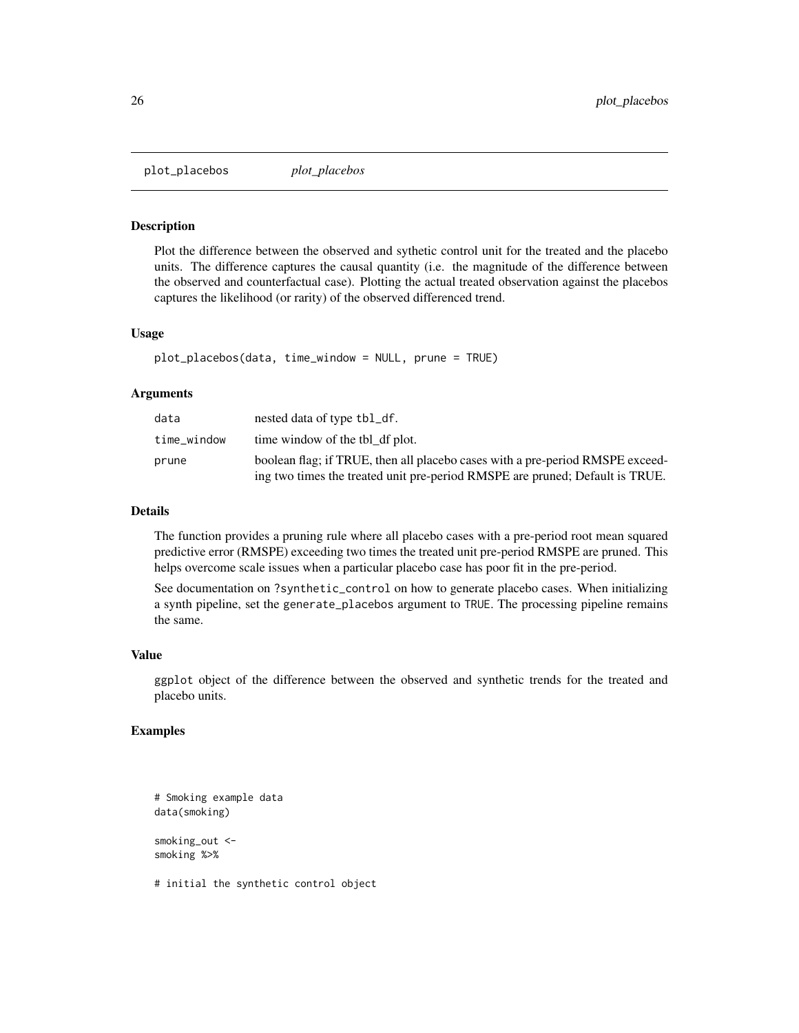# plot_placebos

*plot_placebos*

## Description

Plot the difference between the observed and sythetic control unit for the treated and the placebo units. The difference captures the causal quantity (i.e. the magnitude of the difference between the observed and counterfactual case). Plotting the actual treated observation against the placebos captures the likelihood (or rarity) of the observed differenced trend.

## Usage

```
plot_placebos(data, time_window = NULL, prune = TRUE)
```

## Arguments

| | |
|---|---|
| data | nested data of type tbl_df. |
| time_window | time window of the tbl_df plot. |
| prune | boolean flag; if TRUE, then all placebo cases with a pre-period RMSPE exceeding two times the treated unit pre-period RMSPE are pruned; Default is TRUE. |

## Details

The function provides a pruning rule where all placebo cases with a pre-period root mean squared predictive error (RMSPE) exceeding two times the treated unit pre-period RMSPE are pruned. This helps overcome scale issues when a particular placebo case has poor fit in the pre-period.

See documentation on ?synthetic_control on how to generate placebo cases. When initializing a synth pipeline, set the generate_placebos argument to TRUE. The processing pipeline remains the same.

## Value

ggplot object of the difference between the observed and synthetic trends for the treated and placebo units.

## Examples

```
# Smoking example data
data(smoking)

smoking_out <-
smoking %>%

# initial the synthetic control object
```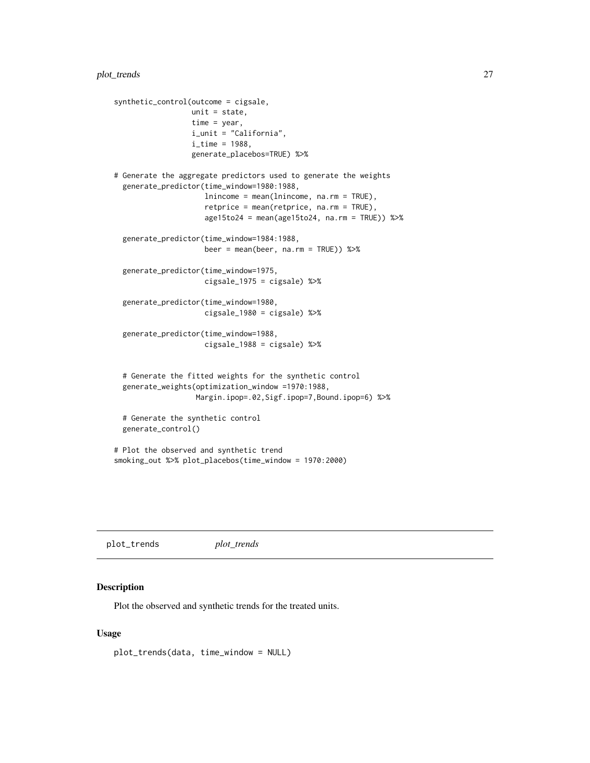```
synthetic_control(outcome = cigsale,
                  unit = state,
                  time = year,
                  i_unit = "California",
                  i_time = 1988,
                  generate_placebos=TRUE) %>%

# Generate the aggregate predictors used to generate the weights
  generate_predictor(time_window=1980:1988,
                     lnincome = mean(lnincome, na.rm = TRUE),
                     retprice = mean(retprice, na.rm = TRUE),
                     age15to24 = mean(age15to24, na.rm = TRUE)) %>%

  generate_predictor(time_window=1984:1988,
                     beer = mean(beer, na.rm = TRUE)) %>%

  generate_predictor(time_window=1975,
                     cigsale_1975 = cigsale) %>%

  generate_predictor(time_window=1980,
                     cigsale_1980 = cigsale) %>%

  generate_predictor(time_window=1988,
                     cigsale_1988 = cigsale) %>%


  # Generate the fitted weights for the synthetic control
  generate_weights(optimization_window =1970:1988,
                   Margin.ipop=.02,Sigf.ipop=7,Bound.ipop=6) %>%

  # Generate the synthetic control
  generate_control()

# Plot the observed and synthetic trend
smoking_out %>% plot_placebos(time_window = 1970:2000)
```

## plot_trends *plot_trends*

### Description

Plot the observed and synthetic trends for the treated units.

### Usage

```
plot_trends(data, time_window = NULL)
```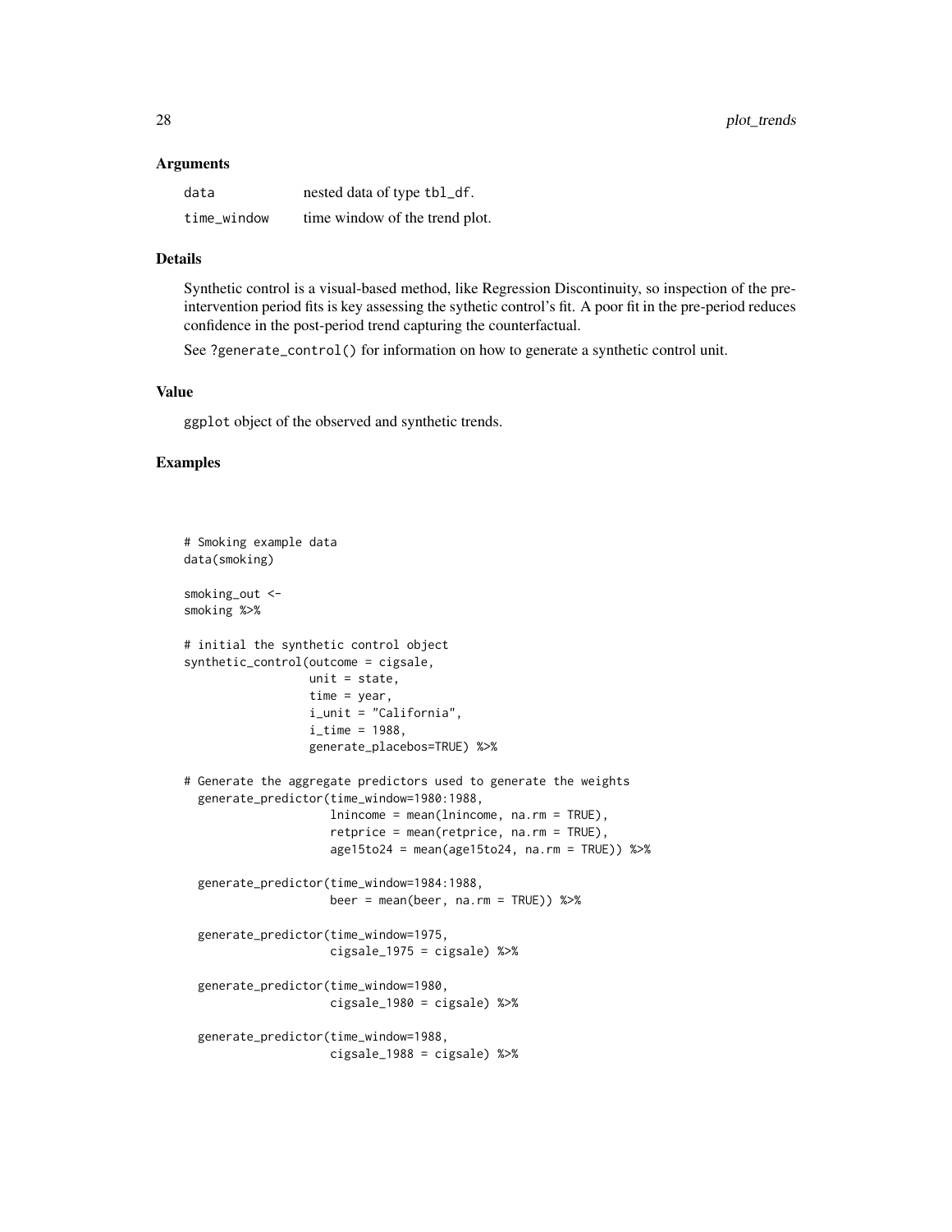### Arguments

| | |
|---|---|
| `data` | nested data of type `tbl_df`. |
| `time_window` | time window of the trend plot. |

### Details

Synthetic control is a visual-based method, like Regression Discontinuity, so inspection of the pre-intervention period fits is key assessing the sythetic control's fit. A poor fit in the pre-period reduces confidence in the post-period trend capturing the counterfactual.

See `?generate_control()` for information on how to generate a synthetic control unit.

### Value

`ggplot` object of the observed and synthetic trends.

### Examples

```
# Smoking example data
data(smoking)

smoking_out <-
smoking %>%

# initial the synthetic control object
synthetic_control(outcome = cigsale,
                  unit = state,
                  time = year,
                  i_unit = "California",
                  i_time = 1988,
                  generate_placebos=TRUE) %>%

# Generate the aggregate predictors used to generate the weights
  generate_predictor(time_window=1980:1988,
                     lnincome = mean(lnincome, na.rm = TRUE),
                     retprice = mean(retprice, na.rm = TRUE),
                     age15to24 = mean(age15to24, na.rm = TRUE)) %>%

  generate_predictor(time_window=1984:1988,
                     beer = mean(beer, na.rm = TRUE)) %>%

  generate_predictor(time_window=1975,
                     cigsale_1975 = cigsale) %>%

  generate_predictor(time_window=1980,
                     cigsale_1980 = cigsale) %>%

  generate_predictor(time_window=1988,
                     cigsale_1988 = cigsale) %>%
```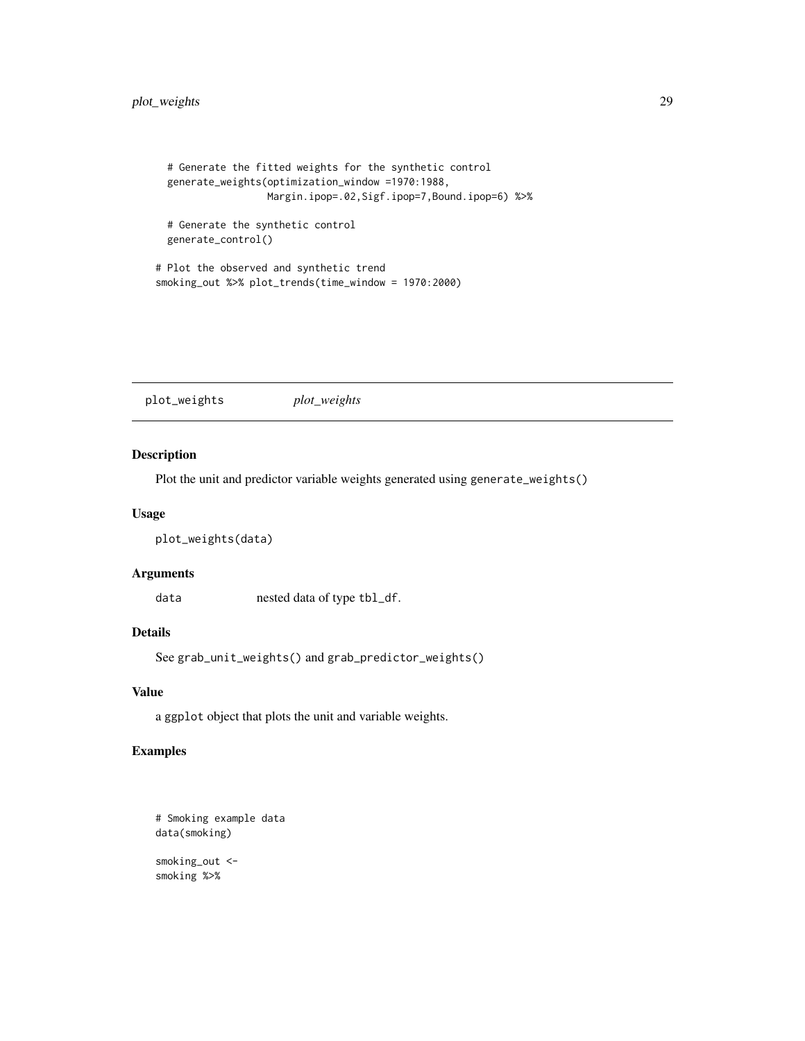```
  # Generate the fitted weights for the synthetic control
  generate_weights(optimization_window =1970:1988,
                  Margin.ipop=.02,Sigf.ipop=7,Bound.ipop=6) %>%

  # Generate the synthetic control
  generate_control()

# Plot the observed and synthetic trend
smoking_out %>% plot_trends(time_window = 1970:2000)
```

## plot_weights *plot_weights*

### Description

Plot the unit and predictor variable weights generated using `generate_weights()`

### Usage

```
plot_weights(data)
```

### Arguments

| | |
|---|---|
| `data` | nested data of type `tbl_df`. |

### Details

See `grab_unit_weights()` and `grab_predictor_weights()`

### Value

a `ggplot` object that plots the unit and variable weights.

### Examples

```
# Smoking example data
data(smoking)

smoking_out <-
smoking %>%
```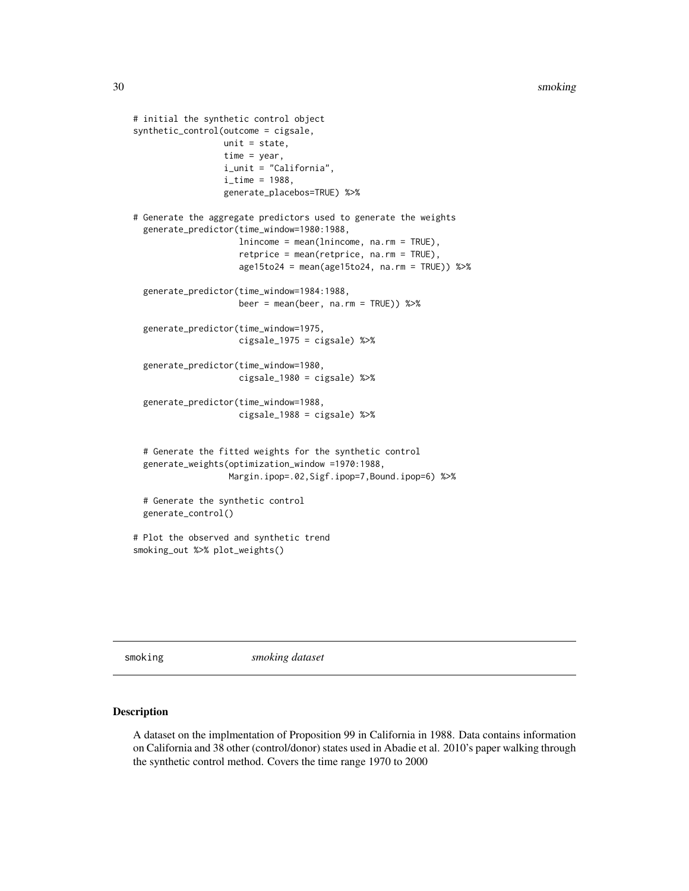```
# initial the synthetic control object
synthetic_control(outcome = cigsale,
                  unit = state,
                  time = year,
                  i_unit = "California",
                  i_time = 1988,
                  generate_placebos=TRUE) %>%

# Generate the aggregate predictors used to generate the weights
  generate_predictor(time_window=1980:1988,
                     lnincome = mean(lnincome, na.rm = TRUE),
                     retprice = mean(retprice, na.rm = TRUE),
                     age15to24 = mean(age15to24, na.rm = TRUE)) %>%

  generate_predictor(time_window=1984:1988,
                     beer = mean(beer, na.rm = TRUE)) %>%

  generate_predictor(time_window=1975,
                     cigsale_1975 = cigsale) %>%

  generate_predictor(time_window=1980,
                     cigsale_1980 = cigsale) %>%

  generate_predictor(time_window=1988,
                     cigsale_1988 = cigsale) %>%


  # Generate the fitted weights for the synthetic control
  generate_weights(optimization_window =1970:1988,
                   Margin.ipop=.02,Sigf.ipop=7,Bound.ipop=6) %>%

  # Generate the synthetic control
  generate_control()

# Plot the observed and synthetic trend
smoking_out %>% plot_weights()
```

---

smoking &emsp;&emsp; *smoking dataset*

---

### Description

A dataset on the implmentation of Proposition 99 in California in 1988. Data contains information on California and 38 other (control/donor) states used in Abadie et al. 2010's paper walking through the synthetic control method. Covers the time range 1970 to 2000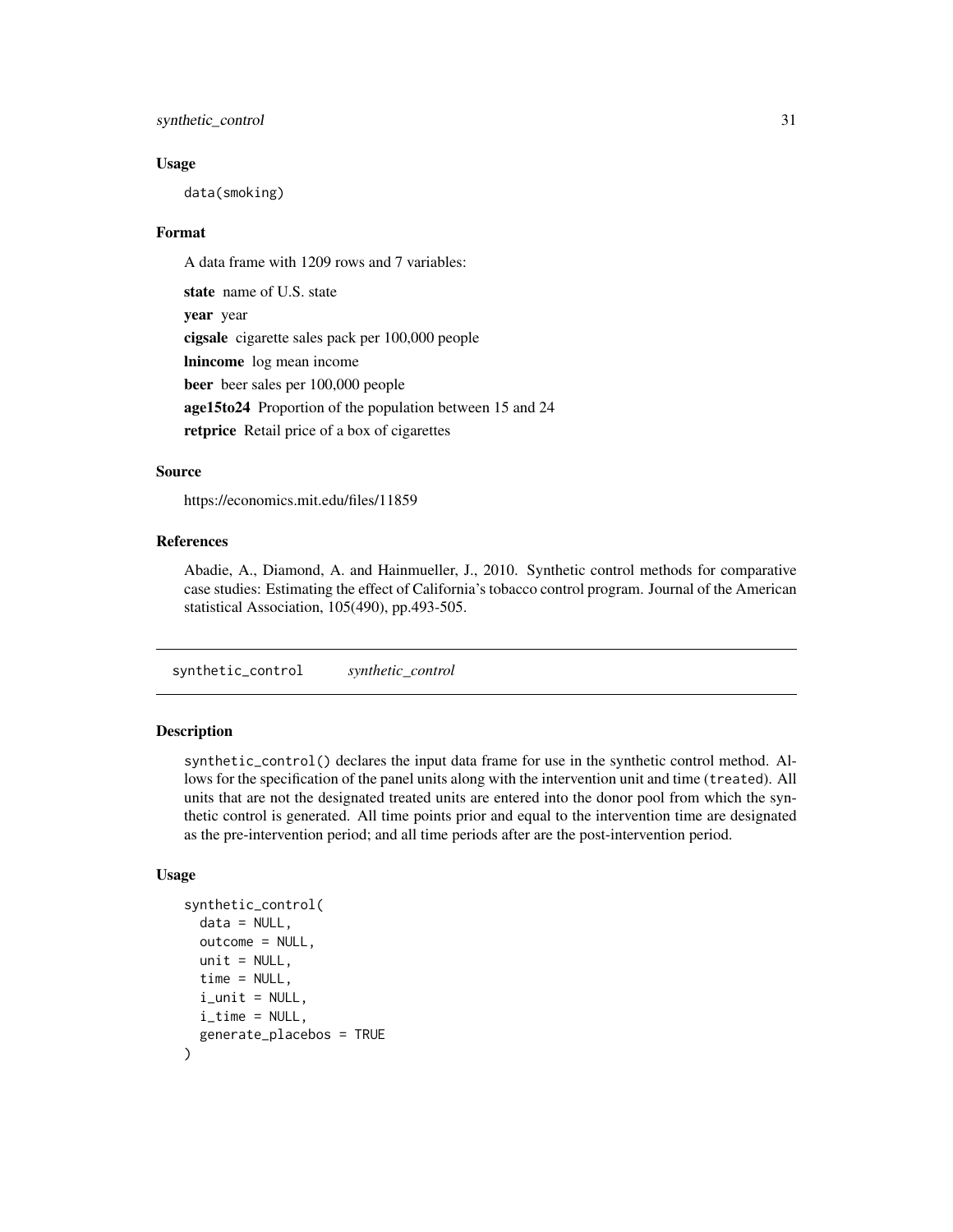### Usage

```
data(smoking)
```

### Format

A data frame with 1209 rows and 7 variables:

**state** name of U.S. state

**year** year

**cigsale** cigarette sales pack per 100,000 people

**lnincome** log mean income

**beer** beer sales per 100,000 people

**age15to24** Proportion of the population between 15 and 24

**retprice** Retail price of a box of cigarettes

### Source

https://economics.mit.edu/files/11859

### References

Abadie, A., Diamond, A. and Hainmueller, J., 2010. Synthetic control methods for comparative case studies: Estimating the effect of California's tobacco control program. Journal of the American statistical Association, 105(490), pp.493-505.

---

## synthetic_control *synthetic_control*

### Description

`synthetic_control()` declares the input data frame for use in the synthetic control method. Allows for the specification of the panel units along with the intervention unit and time (`treated`). All units that are not the designated treated units are entered into the donor pool from which the synthetic control is generated. All time points prior and equal to the intervention time are designated as the pre-intervention period; and all time periods after are the post-intervention period.

### Usage

```
synthetic_control(
  data = NULL,
  outcome = NULL,
  unit = NULL,
  time = NULL,
  i_unit = NULL,
  i_time = NULL,
  generate_placebos = TRUE
)
```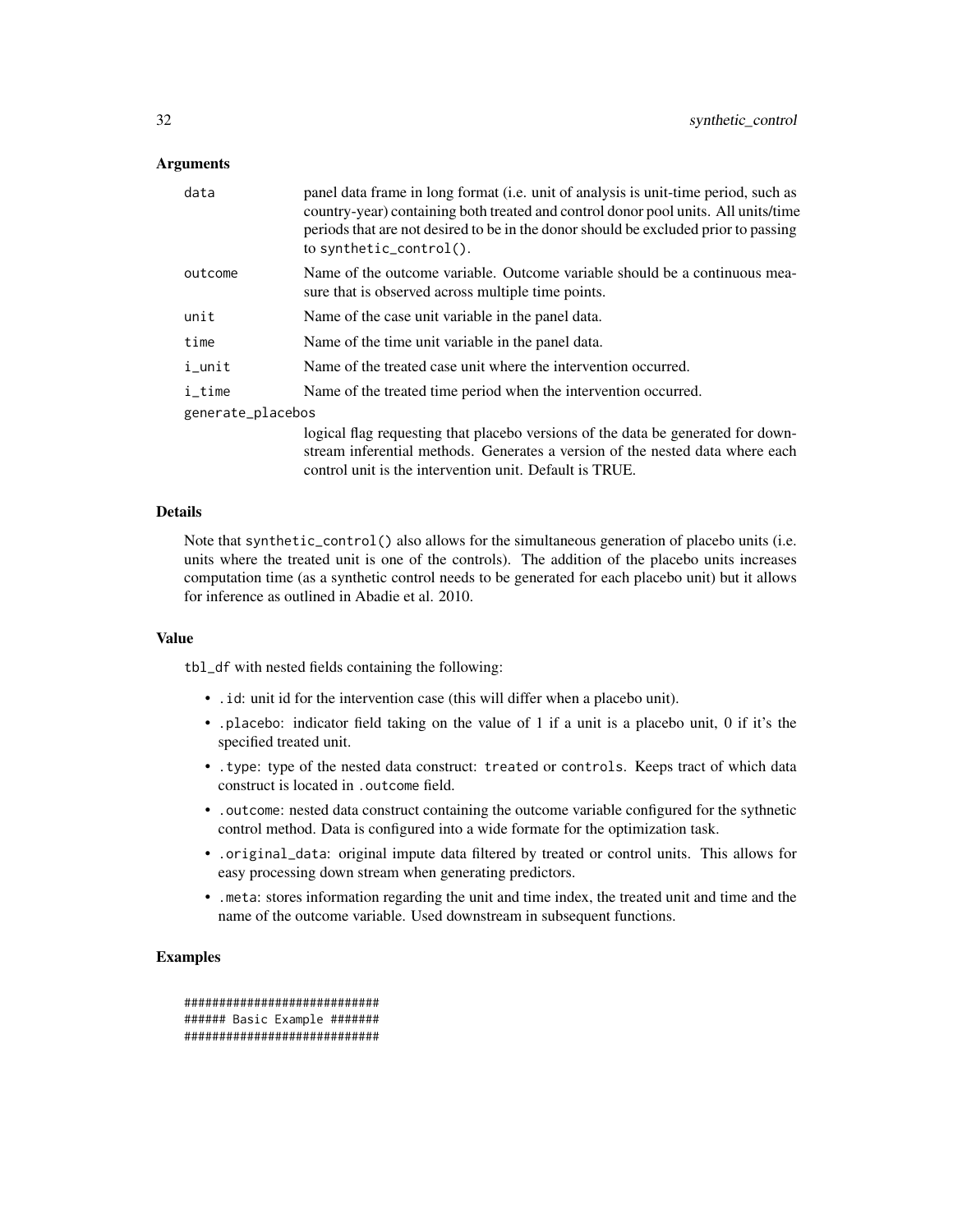### Arguments

| | |
|---|---|
| data | panel data frame in long format (i.e. unit of analysis is unit-time period, such as country-year) containing both treated and control donor pool units. All units/time periods that are not desired to be in the donor should be excluded prior to passing to `synthetic_control()`. |
| outcome | Name of the outcome variable. Outcome variable should be a continuous measure that is observed across multiple time points. |
| unit | Name of the case unit variable in the panel data. |
| time | Name of the time unit variable in the panel data. |
| i_unit | Name of the treated case unit where the intervention occurred. |
| i_time | Name of the treated time period when the intervention occurred. |
| generate_placebos | logical flag requesting that placebo versions of the data be generated for downstream inferential methods. Generates a version of the nested data where each control unit is the intervention unit. Default is TRUE. |

### Details

Note that `synthetic_control()` also allows for the simultaneous generation of placebo units (i.e. units where the treated unit is one of the controls). The addition of the placebo units increases computation time (as a synthetic control needs to be generated for each placebo unit) but it allows for inference as outlined in Abadie et al. 2010.

### Value

`tbl_df` with nested fields containing the following:

- `.id`: unit id for the intervention case (this will differ when a placebo unit).
- `.placebo`: indicator field taking on the value of 1 if a unit is a placebo unit, 0 if it's the specified treated unit.
- `.type`: type of the nested data construct: `treated` or `controls`. Keeps tract of which data construct is located in `.outcome` field.
- `.outcome`: nested data construct containing the outcome variable configured for the sythnetic control method. Data is configured into a wide formate for the optimization task.
- `.original_data`: original impute data filtered by treated or control units. This allows for easy processing down stream when generating predictors.
- `.meta`: stores information regarding the unit and time index, the treated unit and time and the name of the outcome variable. Used downstream in subsequent functions.

### Examples

```
############################
###### Basic Example #######
############################
```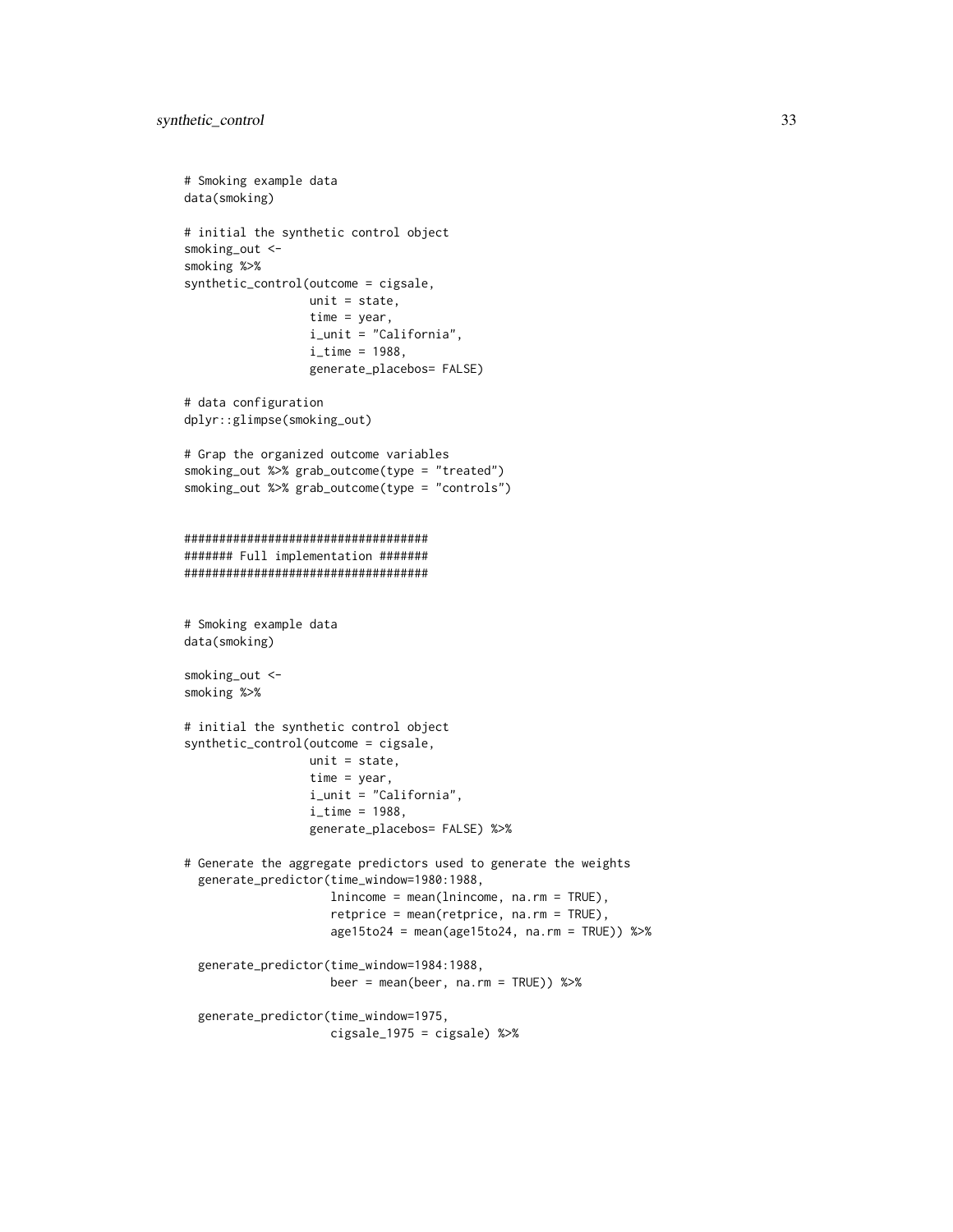```
# Smoking example data
data(smoking)

# initial the synthetic control object
smoking_out <-
smoking %>%
synthetic_control(outcome = cigsale,
                  unit = state,
                  time = year,
                  i_unit = "California",
                  i_time = 1988,
                  generate_placebos= FALSE)

# data configuration
dplyr::glimpse(smoking_out)

# Grap the organized outcome variables
smoking_out %>% grab_outcome(type = "treated")
smoking_out %>% grab_outcome(type = "controls")


###################################
####### Full implementation #######
###################################


# Smoking example data
data(smoking)

smoking_out <-
smoking %>%

# initial the synthetic control object
synthetic_control(outcome = cigsale,
                  unit = state,
                  time = year,
                  i_unit = "California",
                  i_time = 1988,
                  generate_placebos= FALSE) %>%

# Generate the aggregate predictors used to generate the weights
  generate_predictor(time_window=1980:1988,
                     lnincome = mean(lnincome, na.rm = TRUE),
                     retprice = mean(retprice, na.rm = TRUE),
                     age15to24 = mean(age15to24, na.rm = TRUE)) %>%

  generate_predictor(time_window=1984:1988,
                     beer = mean(beer, na.rm = TRUE)) %>%

  generate_predictor(time_window=1975,
                     cigsale_1975 = cigsale) %>%
```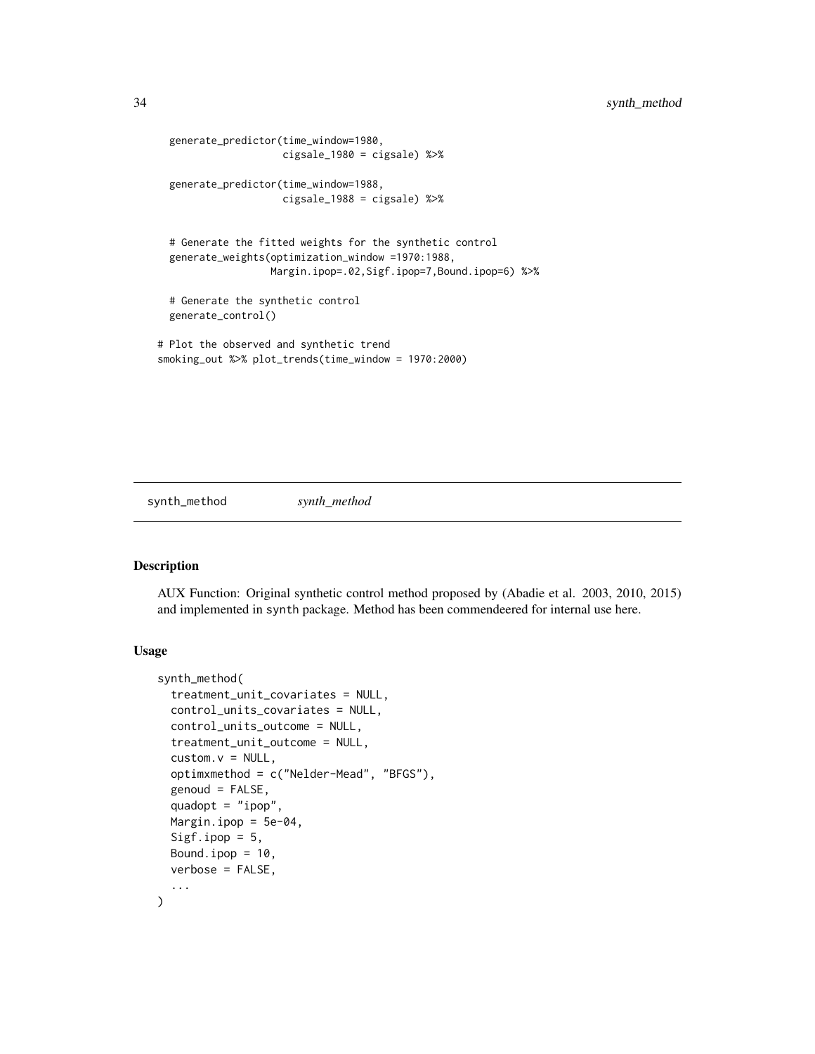```
  generate_predictor(time_window=1980,
                     cigsale_1980 = cigsale) %>%

  generate_predictor(time_window=1988,
                     cigsale_1988 = cigsale) %>%


  # Generate the fitted weights for the synthetic control
  generate_weights(optimization_window =1970:1988,
                   Margin.ipop=.02,Sigf.ipop=7,Bound.ipop=6) %>%

  # Generate the synthetic control
  generate_control()

# Plot the observed and synthetic trend
smoking_out %>% plot_trends(time_window = 1970:2000)
```

## synth_method *synth_method*

### Description

AUX Function: Original synthetic control method proposed by (Abadie et al. 2003, 2010, 2015) and implemented in synth package. Method has been commendeered for internal use here.

### Usage

```
synth_method(
  treatment_unit_covariates = NULL,
  control_units_covariates = NULL,
  control_units_outcome = NULL,
  treatment_unit_outcome = NULL,
  custom.v = NULL,
  optimxmethod = c("Nelder-Mead", "BFGS"),
  genoud = FALSE,
  quadopt = "ipop",
  Margin.ipop = 5e-04,
  Sigf.ipop = 5,
  Bound.ipop = 10,
  verbose = FALSE,
  ...
)
```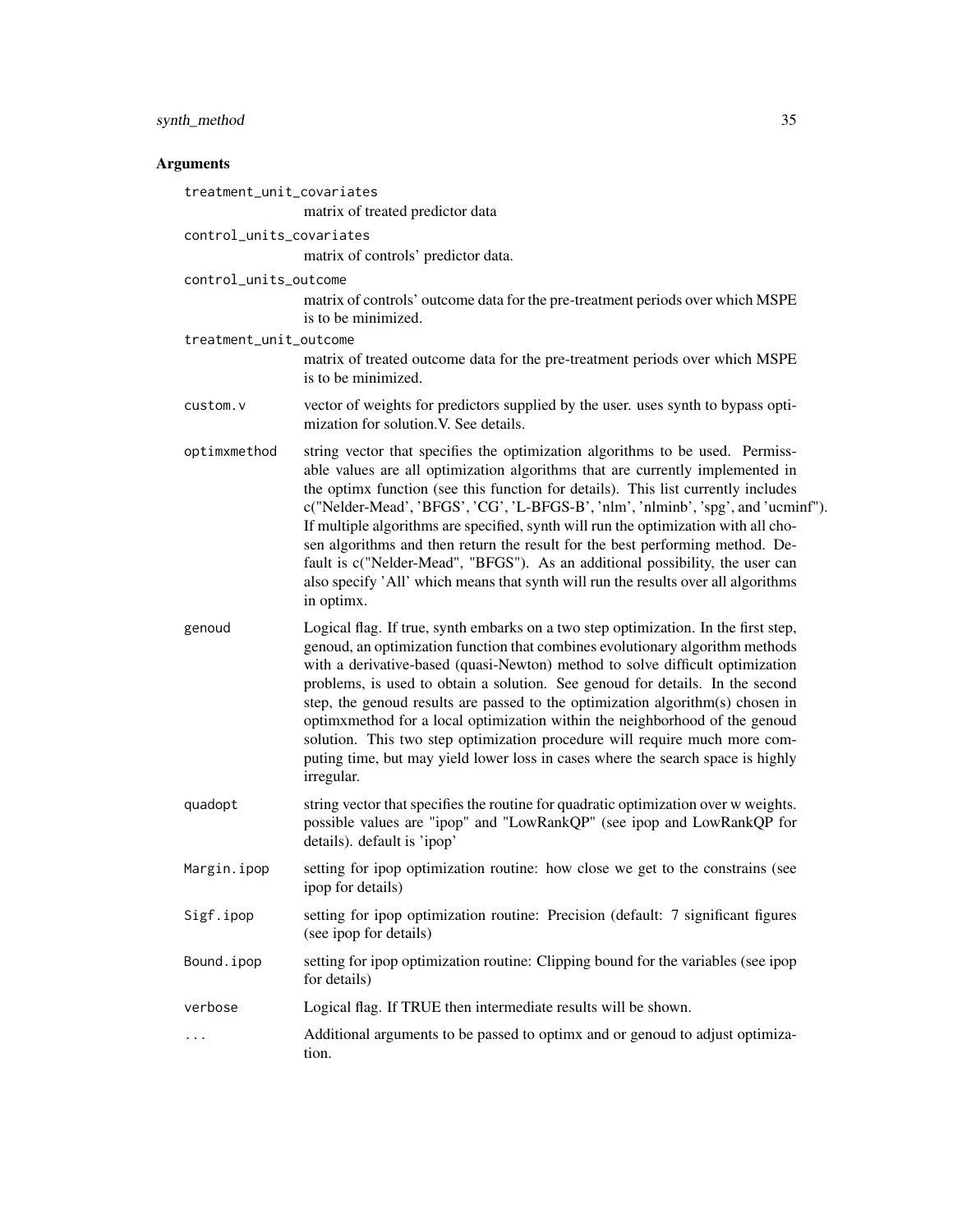## Arguments

`treatment_unit_covariates`
: matrix of treated predictor data

`control_units_covariates`
: matrix of controls' predictor data.

`control_units_outcome`
: matrix of controls' outcome data for the pre-treatment periods over which MSPE is to be minimized.

`treatment_unit_outcome`
: matrix of treated outcome data for the pre-treatment periods over which MSPE is to be minimized.

`custom.v`
: vector of weights for predictors supplied by the user. uses synth to bypass optimization for solution.V. See details.

`optimxmethod`
: string vector that specifies the optimization algorithms to be used. Permissable values are all optimization algorithms that are currently implemented in the optimx function (see this function for details). This list currently includes c("Nelder-Mead', 'BFGS', 'CG', 'L-BFGS-B', 'nlm', 'nlminb', 'spg', and 'ucminf"). If multiple algorithms are specified, synth will run the optimization with all chosen algorithms and then return the result for the best performing method. Default is c("Nelder-Mead", "BFGS"). As an additional possibility, the user can also specify 'All' which means that synth will run the results over all algorithms in optimx.

`genoud`
: Logical flag. If true, synth embarks on a two step optimization. In the first step, genoud, an optimization function that combines evolutionary algorithm methods with a derivative-based (quasi-Newton) method to solve difficult optimization problems, is used to obtain a solution. See genoud for details. In the second step, the genoud results are passed to the optimization algorithm(s) chosen in optimxmethod for a local optimization within the neighborhood of the genoud solution. This two step optimization procedure will require much more computing time, but may yield lower loss in cases where the search space is highly irregular.

`quadopt`
: string vector that specifies the routine for quadratic optimization over w weights. possible values are "ipop" and "LowRankQP" (see ipop and LowRankQP for details). default is 'ipop'

`Margin.ipop`
: setting for ipop optimization routine: how close we get to the constrains (see ipop for details)

`Sigf.ipop`
: setting for ipop optimization routine: Precision (default: 7 significant figures (see ipop for details)

`Bound.ipop`
: setting for ipop optimization routine: Clipping bound for the variables (see ipop for details)

`verbose`
: Logical flag. If TRUE then intermediate results will be shown.

`...`
: Additional arguments to be passed to optimx and or genoud to adjust optimization.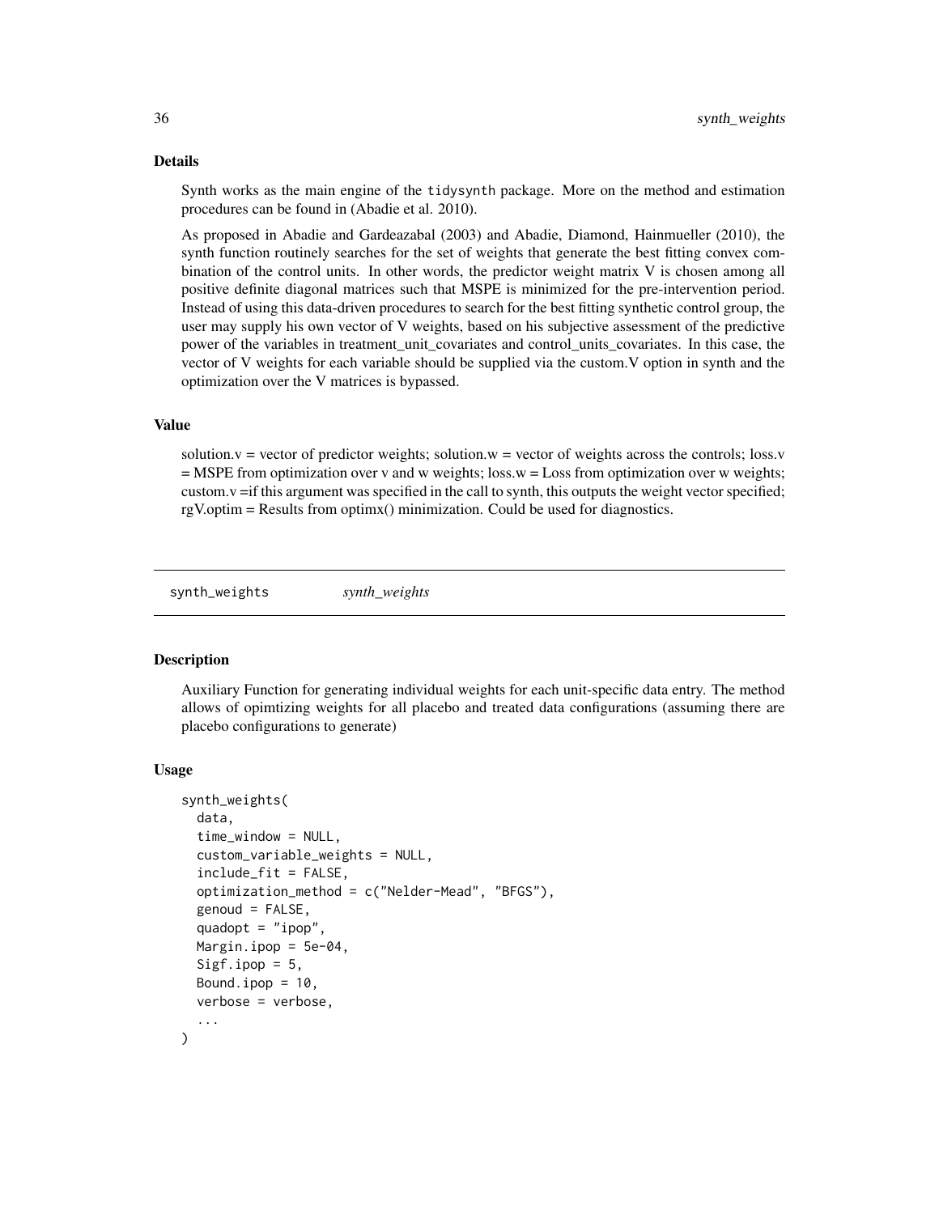### Details

Synth works as the main engine of the `tidysynth` package. More on the method and estimation procedures can be found in (Abadie et al. 2010).

As proposed in Abadie and Gardeazabal (2003) and Abadie, Diamond, Hainmueller (2010), the synth function routinely searches for the set of weights that generate the best fitting convex combination of the control units. In other words, the predictor weight matrix V is chosen among all positive definite diagonal matrices such that MSPE is minimized for the pre-intervention period. Instead of using this data-driven procedures to search for the best fitting synthetic control group, the user may supply his own vector of V weights, based on his subjective assessment of the predictive power of the variables in treatment_unit_covariates and control_units_covariates. In this case, the vector of V weights for each variable should be supplied via the custom.V option in synth and the optimization over the V matrices is bypassed.

### Value

solution.v = vector of predictor weights; solution.w = vector of weights across the controls; loss.v = MSPE from optimization over v and w weights; loss.w = Loss from optimization over w weights; custom.v =if this argument was specified in the call to synth, this outputs the weight vector specified; rgV.optim = Results from optimx() minimization. Could be used for diagnostics.

---

## synth_weights — *synth_weights*

### Description

Auxiliary Function for generating individual weights for each unit-specific data entry. The method allows of opimtizing weights for all placebo and treated data configurations (assuming there are placebo configurations to generate)

### Usage

```
synth_weights(
  data,
  time_window = NULL,
  custom_variable_weights = NULL,
  include_fit = FALSE,
  optimization_method = c("Nelder-Mead", "BFGS"),
  genoud = FALSE,
  quadopt = "ipop",
  Margin.ipop = 5e-04,
  Sigf.ipop = 5,
  Bound.ipop = 10,
  verbose = verbose,
  ...
)
```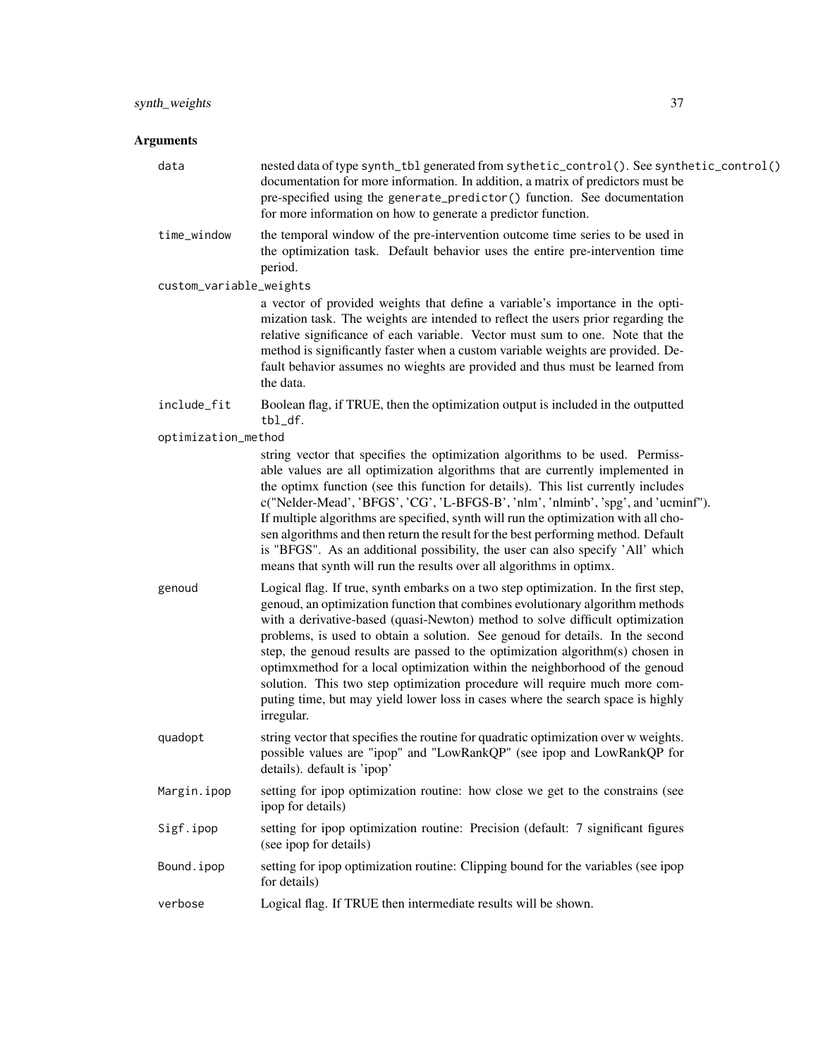## Arguments

**data**
nested data of type `synth_tbl` generated from `sythetic_control()`. See `synthetic_control()` documentation for more information. In addition, a matrix of predictors must be pre-specified using the `generate_predictor()` function. See documentation for more information on how to generate a predictor function.

**time_window**
the temporal window of the pre-intervention outcome time series to be used in the optimization task. Default behavior uses the entire pre-intervention time period.

**custom_variable_weights**
a vector of provided weights that define a variable's importance in the optimization task. The weights are intended to reflect the users prior regarding the relative significance of each variable. Vector must sum to one. Note that the method is significantly faster when a custom variable weights are provided. Default behavior assumes no wieghts are provided and thus must be learned from the data.

**include_fit**
Boolean flag, if TRUE, then the optimization output is included in the outputted `tbl_df`.

**optimization_method**
string vector that specifies the optimization algorithms to be used. Permissable values are all optimization algorithms that are currently implemented in the optimx function (see this function for details). This list currently includes c("Nelder-Mead', 'BFGS', 'CG', 'L-BFGS-B', 'nlm', 'nlminb', 'spg', and 'ucminf"). If multiple algorithms are specified, synth will run the optimization with all chosen algorithms and then return the result for the best performing method. Default is "BFGS". As an additional possibility, the user can also specify 'All' which means that synth will run the results over all algorithms in optimx.

**genoud**
Logical flag. If true, synth embarks on a two step optimization. In the first step, genoud, an optimization function that combines evolutionary algorithm methods with a derivative-based (quasi-Newton) method to solve difficult optimization problems, is used to obtain a solution. See genoud for details. In the second step, the genoud results are passed to the optimization algorithm(s) chosen in optimxmethod for a local optimization within the neighborhood of the genoud solution. This two step optimization procedure will require much more computing time, but may yield lower loss in cases where the search space is highly irregular.

**quadopt**
string vector that specifies the routine for quadratic optimization over w weights. possible values are "ipop" and "LowRankQP" (see ipop and LowRankQP for details). default is 'ipop'

**Margin.ipop**
setting for ipop optimization routine: how close we get to the constrains (see ipop for details)

**Sigf.ipop**
setting for ipop optimization routine: Precision (default: 7 significant figures (see ipop for details)

**Bound.ipop**
setting for ipop optimization routine: Clipping bound for the variables (see ipop for details)

**verbose**
Logical flag. If TRUE then intermediate results will be shown.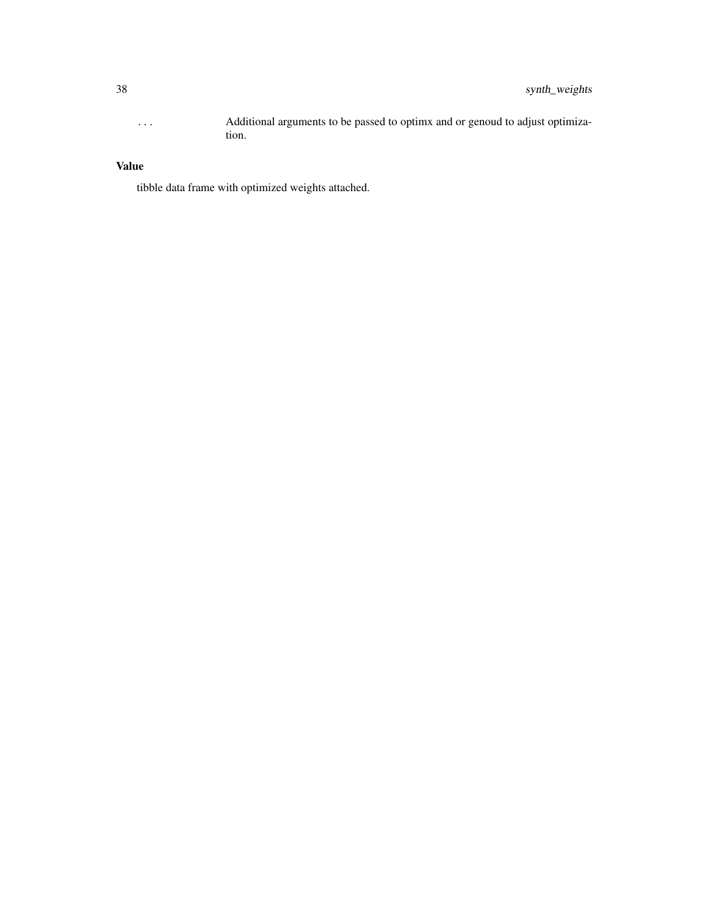| | |
|---|---|
| ... | Additional arguments to be passed to optimx and or genoud to adjust optimization. |

## Value

tibble data frame with optimized weights attached.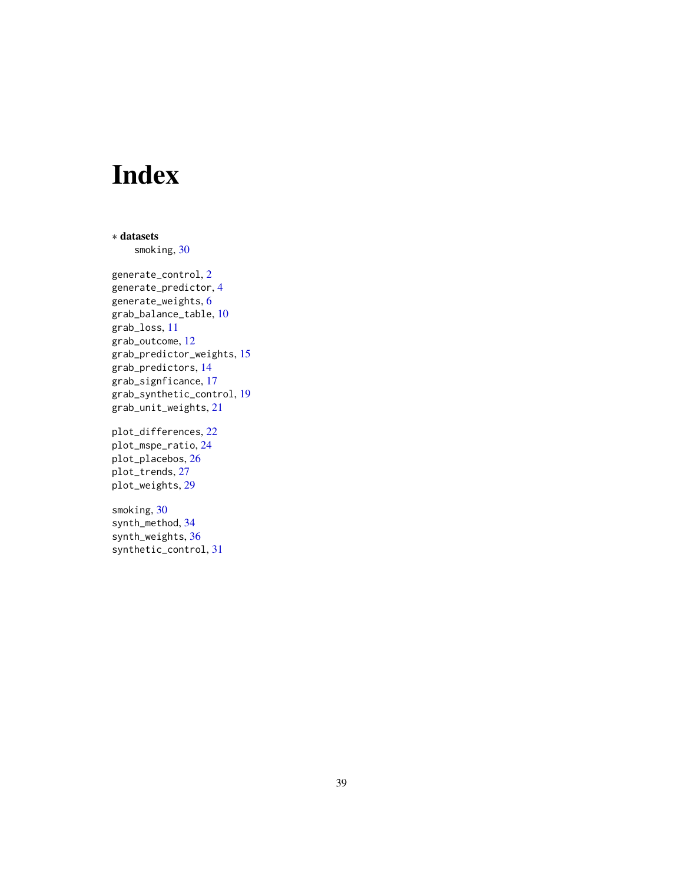# Index

∗ **datasets**

smoking, 30

generate_control, 2
generate_predictor, 4
generate_weights, 6
grab_balance_table, 10
grab_loss, 11
grab_outcome, 12
grab_predictor_weights, 15
grab_predictors, 14
grab_signficance, 17
grab_synthetic_control, 19
grab_unit_weights, 21

plot_differences, 22
plot_mspe_ratio, 24
plot_placebos, 26
plot_trends, 27
plot_weights, 29

smoking, 30
synth_method, 34
synth_weights, 36
synthetic_control, 31